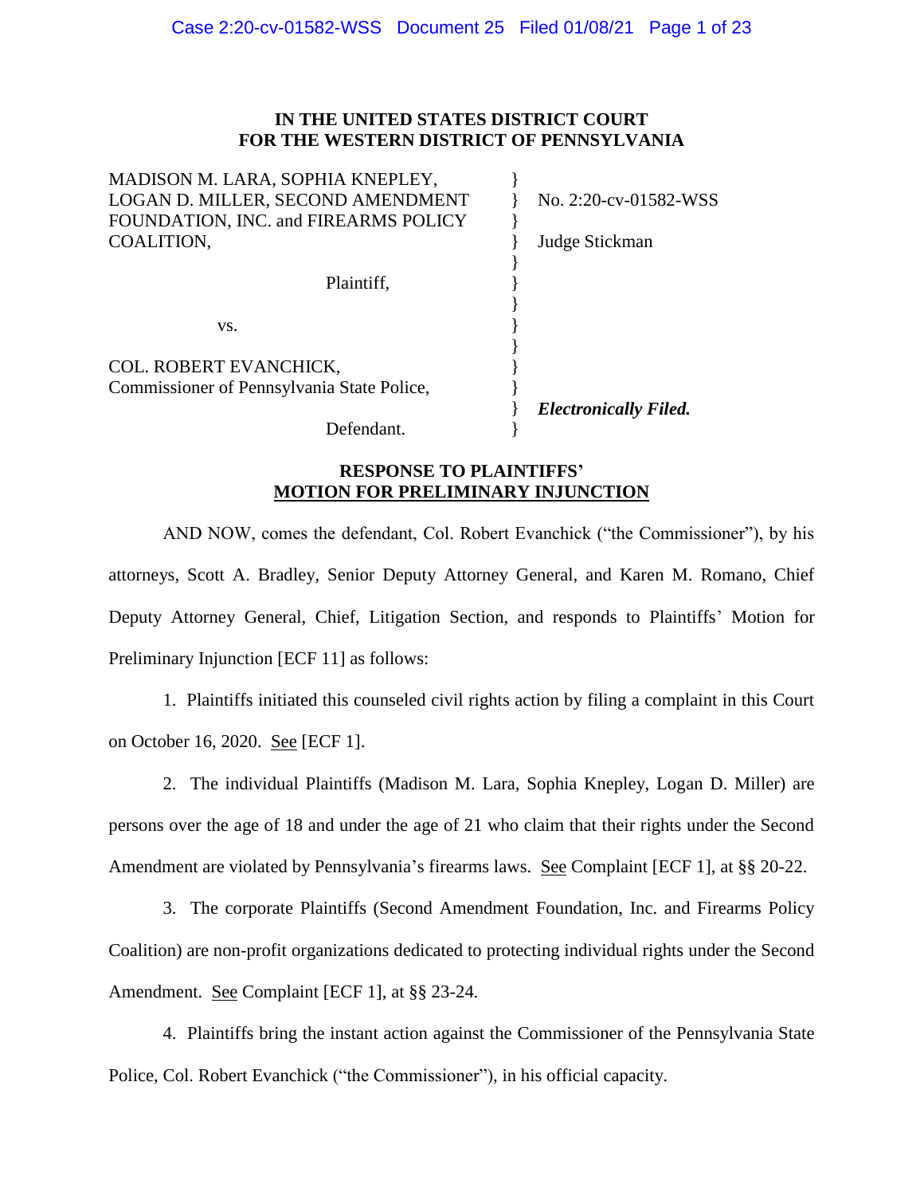**IN THE UNITED STATES DISTRICT COURT**
**FOR THE WESTERN DISTRICT OF PENNSYLVANIA**

| | |
|---|---|
| MADISON M. LARA, SOPHIA KNEPLEY, LOGAN D. MILLER, SECOND AMENDMENT FOUNDATION, INC. and FIREARMS POLICY COALITION, | No. 2:20-cv-01582-WSS |
| | Judge Stickman |
| Plaintiff, | |
| vs. | |
| COL. ROBERT EVANCHICK, Commissioner of Pennsylvania State Police, | |
| | ***Electronically Filed.*** |
| Defendant. | |

**RESPONSE TO PLAINTIFFS'**
**MOTION FOR PRELIMINARY INJUNCTION**

AND NOW, comes the defendant, Col. Robert Evanchick ("the Commissioner"), by his attorneys, Scott A. Bradley, Senior Deputy Attorney General, and Karen M. Romano, Chief Deputy Attorney General, Chief, Litigation Section, and responds to Plaintiffs' Motion for Preliminary Injunction [ECF 11] as follows:

1. Plaintiffs initiated this counseled civil rights action by filing a complaint in this Court on October 16, 2020. See [ECF 1].

2. The individual Plaintiffs (Madison M. Lara, Sophia Knepley, Logan D. Miller) are persons over the age of 18 and under the age of 21 who claim that their rights under the Second Amendment are violated by Pennsylvania's firearms laws. See Complaint [ECF 1], at §§ 20-22.

3. The corporate Plaintiffs (Second Amendment Foundation, Inc. and Firearms Policy Coalition) are non-profit organizations dedicated to protecting individual rights under the Second Amendment. See Complaint [ECF 1], at §§ 23-24.

4. Plaintiffs bring the instant action against the Commissioner of the Pennsylvania State Police, Col. Robert Evanchick ("the Commissioner"), in his official capacity.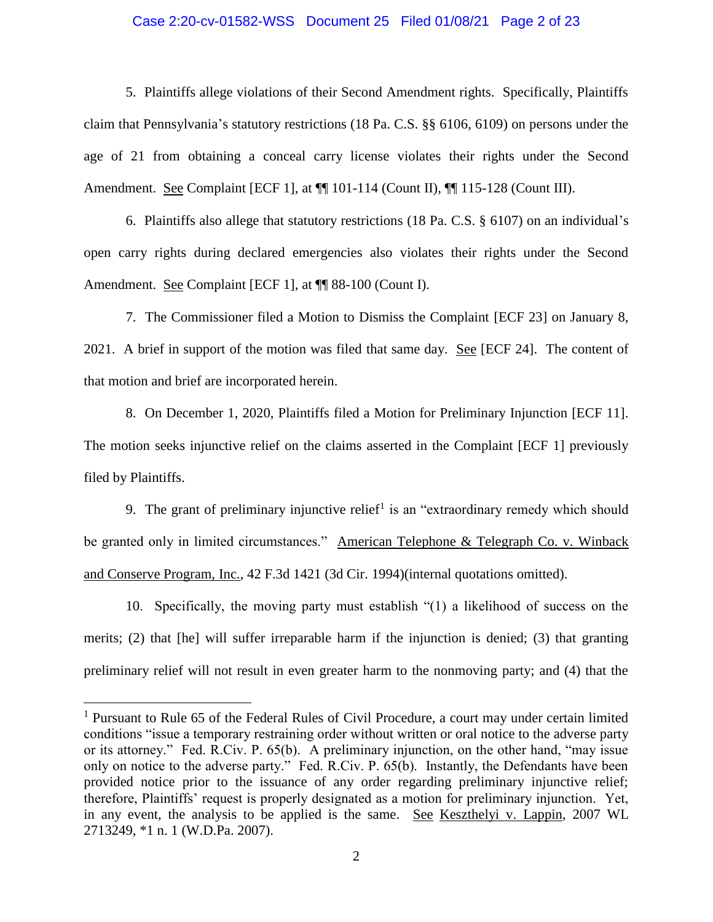5. Plaintiffs allege violations of their Second Amendment rights. Specifically, Plaintiffs claim that Pennsylvania's statutory restrictions (18 Pa. C.S. §§ 6106, 6109) on persons under the age of 21 from obtaining a conceal carry license violates their rights under the Second Amendment. See Complaint [ECF 1], at ¶¶ 101-114 (Count II), ¶¶ 115-128 (Count III).

6. Plaintiffs also allege that statutory restrictions (18 Pa. C.S. § 6107) on an individual's open carry rights during declared emergencies also violates their rights under the Second Amendment. See Complaint [ECF 1], at ¶¶ 88-100 (Count I).

7. The Commissioner filed a Motion to Dismiss the Complaint [ECF 23] on January 8, 2021. A brief in support of the motion was filed that same day. See [ECF 24]. The content of that motion and brief are incorporated herein.

8. On December 1, 2020, Plaintiffs filed a Motion for Preliminary Injunction [ECF 11]. The motion seeks injunctive relief on the claims asserted in the Complaint [ECF 1] previously filed by Plaintiffs.

9. The grant of preliminary injunctive relief[1] is an "extraordinary remedy which should be granted only in limited circumstances." American Telephone & Telegraph Co. v. Winback and Conserve Program, Inc., 42 F.3d 1421 (3d Cir. 1994)(internal quotations omitted).

10. Specifically, the moving party must establish "(1) a likelihood of success on the merits; (2) that [he] will suffer irreparable harm if the injunction is denied; (3) that granting preliminary relief will not result in even greater harm to the nonmoving party; and (4) that the

---

[1] Pursuant to Rule 65 of the Federal Rules of Civil Procedure, a court may under certain limited conditions "issue a temporary restraining order without written or oral notice to the adverse party or its attorney." Fed. R.Civ. P. 65(b). A preliminary injunction, on the other hand, "may issue only on notice to the adverse party." Fed. R.Civ. P. 65(b). Instantly, the Defendants have been provided notice prior to the issuance of any order regarding preliminary injunctive relief; therefore, Plaintiffs' request is properly designated as a motion for preliminary injunction. Yet, in any event, the analysis to be applied is the same. See Keszthelyi v. Lappin, 2007 WL 2713249, *1 n. 1 (W.D.Pa. 2007).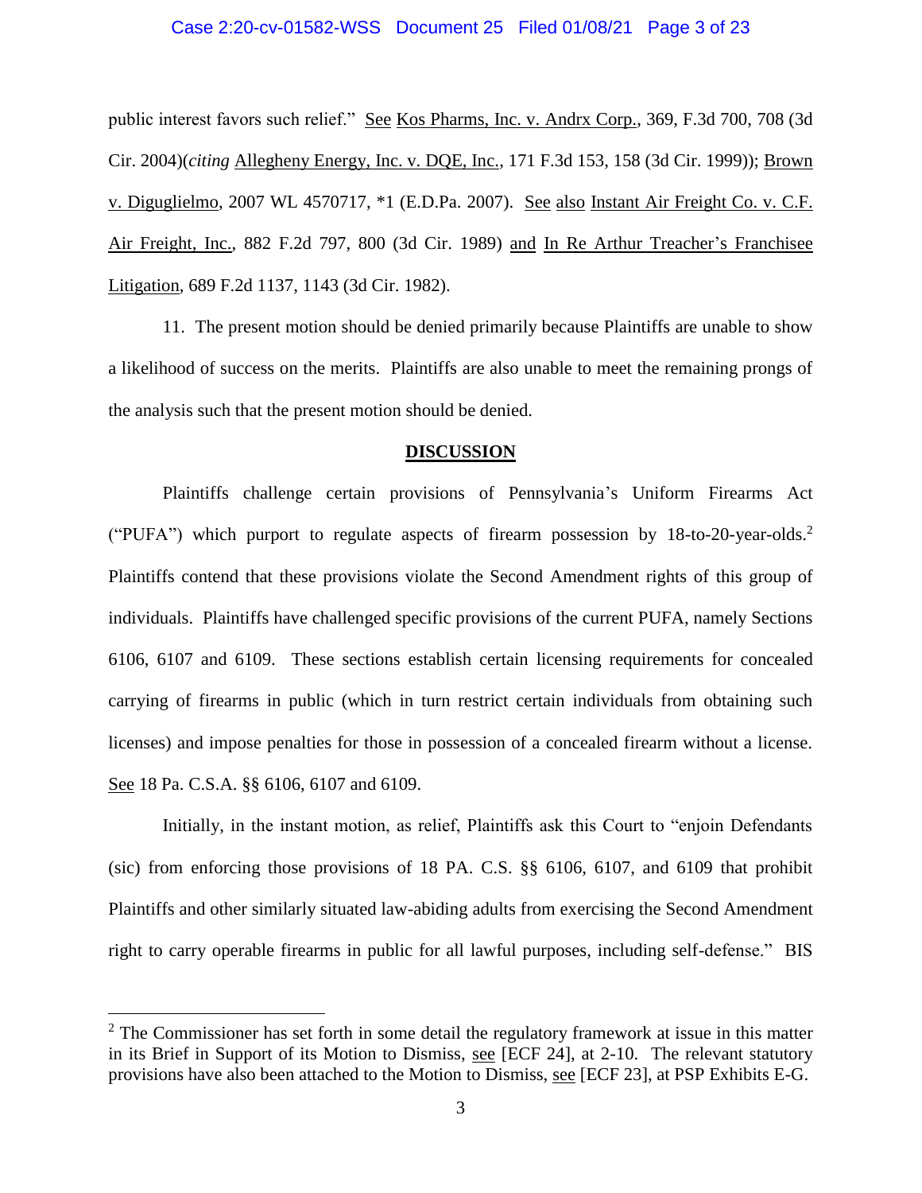public interest favors such relief." See Kos Pharms, Inc. v. Andrx Corp., 369, F.3d 700, 708 (3d Cir. 2004)(*citing* Allegheny Energy, Inc. v. DQE, Inc., 171 F.3d 153, 158 (3d Cir. 1999)); Brown v. Diguglielmo, 2007 WL 4570717, *1 (E.D.Pa. 2007). See also Instant Air Freight Co. v. C.F. Air Freight, Inc., 882 F.2d 797, 800 (3d Cir. 1989) and In Re Arthur Treacher's Franchisee Litigation, 689 F.2d 1137, 1143 (3d Cir. 1982).

11. The present motion should be denied primarily because Plaintiffs are unable to show a likelihood of success on the merits. Plaintiffs are also unable to meet the remaining prongs of the analysis such that the present motion should be denied.

## DISCUSSION

Plaintiffs challenge certain provisions of Pennsylvania's Uniform Firearms Act ("PUFA") which purport to regulate aspects of firearm possession by 18-to-20-year-olds.[2] Plaintiffs contend that these provisions violate the Second Amendment rights of this group of individuals. Plaintiffs have challenged specific provisions of the current PUFA, namely Sections 6106, 6107 and 6109. These sections establish certain licensing requirements for concealed carrying of firearms in public (which in turn restrict certain individuals from obtaining such licenses) and impose penalties for those in possession of a concealed firearm without a license. See 18 Pa. C.S.A. §§ 6106, 6107 and 6109.

Initially, in the instant motion, as relief, Plaintiffs ask this Court to "enjoin Defendants (sic) from enforcing those provisions of 18 PA. C.S. §§ 6106, 6107, and 6109 that prohibit Plaintiffs and other similarly situated law-abiding adults from exercising the Second Amendment right to carry operable firearms in public for all lawful purposes, including self-defense." BIS

---

[2] The Commissioner has set forth in some detail the regulatory framework at issue in this matter in its Brief in Support of its Motion to Dismiss, see [ECF 24], at 2-10. The relevant statutory provisions have also been attached to the Motion to Dismiss, see [ECF 23], at PSP Exhibits E-G.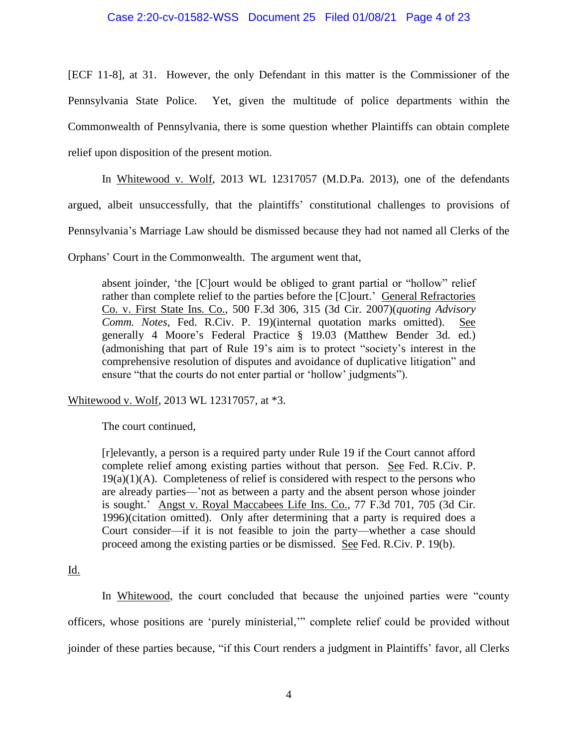[ECF 11-8], at 31. However, the only Defendant in this matter is the Commissioner of the Pennsylvania State Police. Yet, given the multitude of police departments within the Commonwealth of Pennsylvania, there is some question whether Plaintiffs can obtain complete relief upon disposition of the present motion.

In Whitewood v. Wolf, 2013 WL 12317057 (M.D.Pa. 2013), one of the defendants argued, albeit unsuccessfully, that the plaintiffs' constitutional challenges to provisions of Pennsylvania's Marriage Law should be dismissed because they had not named all Clerks of the Orphans' Court in the Commonwealth. The argument went that,

> absent joinder, 'the [C]ourt would be obliged to grant partial or "hollow" relief rather than complete relief to the parties before the [C]ourt.' General Refractories Co. v. First State Ins. Co., 500 F.3d 306, 315 (3d Cir. 2007)(*quoting Advisory Comm. Notes*, Fed. R.Civ. P. 19)(internal quotation marks omitted). See generally 4 Moore's Federal Practice § 19.03 (Matthew Bender 3d. ed.) (admonishing that part of Rule 19's aim is to protect "society's interest in the comprehensive resolution of disputes and avoidance of duplicative litigation" and ensure "that the courts do not enter partial or 'hollow' judgments").

Whitewood v. Wolf, 2013 WL 12317057, at *3.

The court continued,

> [r]elevantly, a person is a required party under Rule 19 if the Court cannot afford complete relief among existing parties without that person. See Fed. R.Civ. P. 19(a)(1)(A). Completeness of relief is considered with respect to the persons who are already parties—'not as between a party and the absent person whose joinder is sought.' Angst v. Royal Maccabees Life Ins. Co., 77 F.3d 701, 705 (3d Cir. 1996)(citation omitted). Only after determining that a party is required does a Court consider—if it is not feasible to join the party—whether a case should proceed among the existing parties or be dismissed. See Fed. R.Civ. P. 19(b).

Id.

In Whitewood, the court concluded that because the unjoined parties were "county officers, whose positions are 'purely ministerial,'" complete relief could be provided without joinder of these parties because, "if this Court renders a judgment in Plaintiffs' favor, all Clerks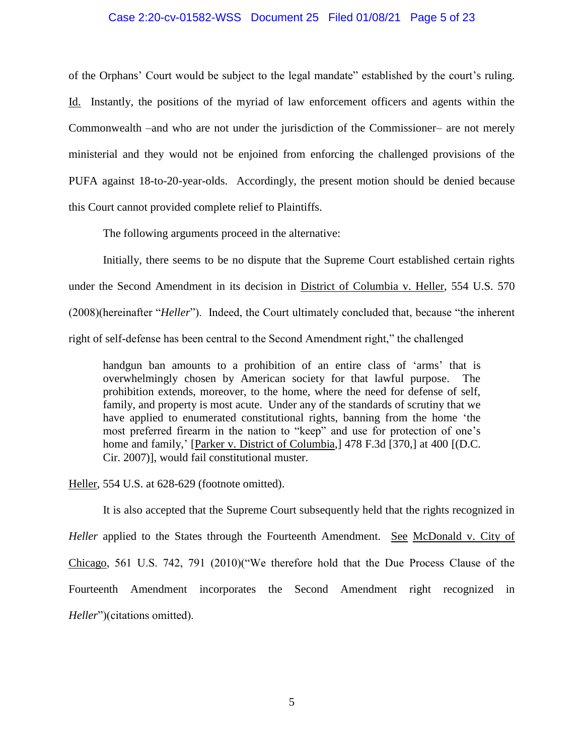of the Orphans' Court would be subject to the legal mandate" established by the court's ruling. Id. Instantly, the positions of the myriad of law enforcement officers and agents within the Commonwealth –and who are not under the jurisdiction of the Commissioner– are not merely ministerial and they would not be enjoined from enforcing the challenged provisions of the PUFA against 18-to-20-year-olds. Accordingly, the present motion should be denied because this Court cannot provided complete relief to Plaintiffs.

The following arguments proceed in the alternative:

Initially, there seems to be no dispute that the Supreme Court established certain rights under the Second Amendment in its decision in District of Columbia v. Heller, 554 U.S. 570 (2008)(hereinafter "*Heller*"). Indeed, the Court ultimately concluded that, because "the inherent right of self-defense has been central to the Second Amendment right," the challenged

> handgun ban amounts to a prohibition of an entire class of 'arms' that is overwhelmingly chosen by American society for that lawful purpose. The prohibition extends, moreover, to the home, where the need for defense of self, family, and property is most acute. Under any of the standards of scrutiny that we have applied to enumerated constitutional rights, banning from the home 'the most preferred firearm in the nation to "keep" and use for protection of one's home and family,' [Parker v. District of Columbia,] 478 F.3d [370,] at 400 [(D.C. Cir. 2007)], would fail constitutional muster.

Heller, 554 U.S. at 628-629 (footnote omitted).

It is also accepted that the Supreme Court subsequently held that the rights recognized in *Heller* applied to the States through the Fourteenth Amendment. See McDonald v. City of Chicago, 561 U.S. 742, 791 (2010)("We therefore hold that the Due Process Clause of the Fourteenth Amendment incorporates the Second Amendment right recognized in *Heller*")(citations omitted).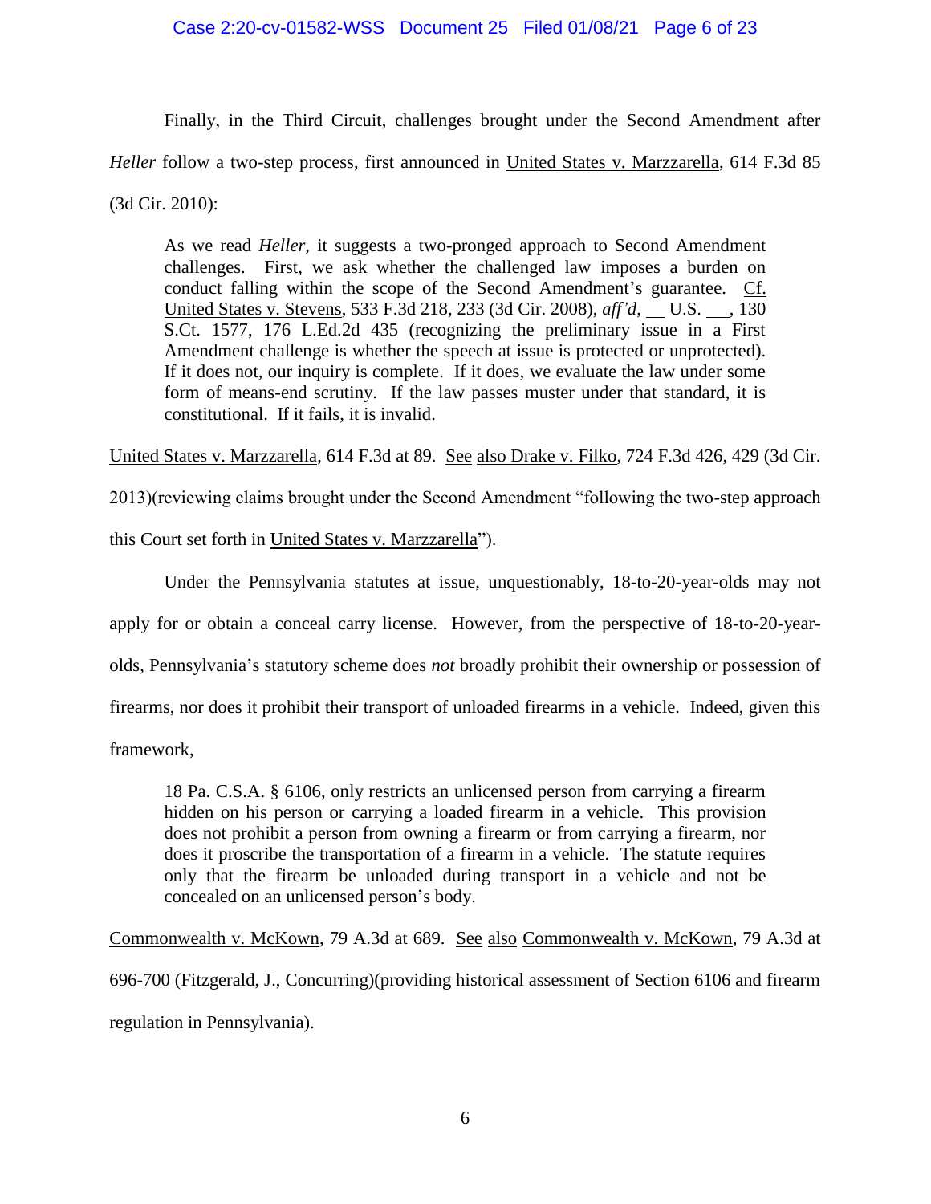Finally, in the Third Circuit, challenges brought under the Second Amendment after *Heller* follow a two-step process, first announced in United States v. Marzzarella, 614 F.3d 85 (3d Cir. 2010):

> As we read *Heller,* it suggests a two-pronged approach to Second Amendment challenges. First, we ask whether the challenged law imposes a burden on conduct falling within the scope of the Second Amendment's guarantee. Cf. United States v. Stevens, 533 F.3d 218, 233 (3d Cir. 2008), *aff'd,* __ U.S. __, 130 S.Ct. 1577, 176 L.Ed.2d 435 (recognizing the preliminary issue in a First Amendment challenge is whether the speech at issue is protected or unprotected). If it does not, our inquiry is complete. If it does, we evaluate the law under some form of means-end scrutiny. If the law passes muster under that standard, it is constitutional. If it fails, it is invalid.

United States v. Marzzarella, 614 F.3d at 89. See also Drake v. Filko, 724 F.3d 426, 429 (3d Cir. 2013)(reviewing claims brought under the Second Amendment "following the two-step approach this Court set forth in United States v. Marzzarella").

Under the Pennsylvania statutes at issue, unquestionably, 18-to-20-year-olds may not apply for or obtain a conceal carry license. However, from the perspective of 18-to-20-year-olds, Pennsylvania's statutory scheme does *not* broadly prohibit their ownership or possession of firearms, nor does it prohibit their transport of unloaded firearms in a vehicle. Indeed, given this framework,

> 18 Pa. C.S.A. § 6106, only restricts an unlicensed person from carrying a firearm hidden on his person or carrying a loaded firearm in a vehicle. This provision does not prohibit a person from owning a firearm or from carrying a firearm, nor does it proscribe the transportation of a firearm in a vehicle. The statute requires only that the firearm be unloaded during transport in a vehicle and not be concealed on an unlicensed person's body.

Commonwealth v. McKown, 79 A.3d at 689. See also Commonwealth v. McKown, 79 A.3d at 696-700 (Fitzgerald, J., Concurring)(providing historical assessment of Section 6106 and firearm regulation in Pennsylvania).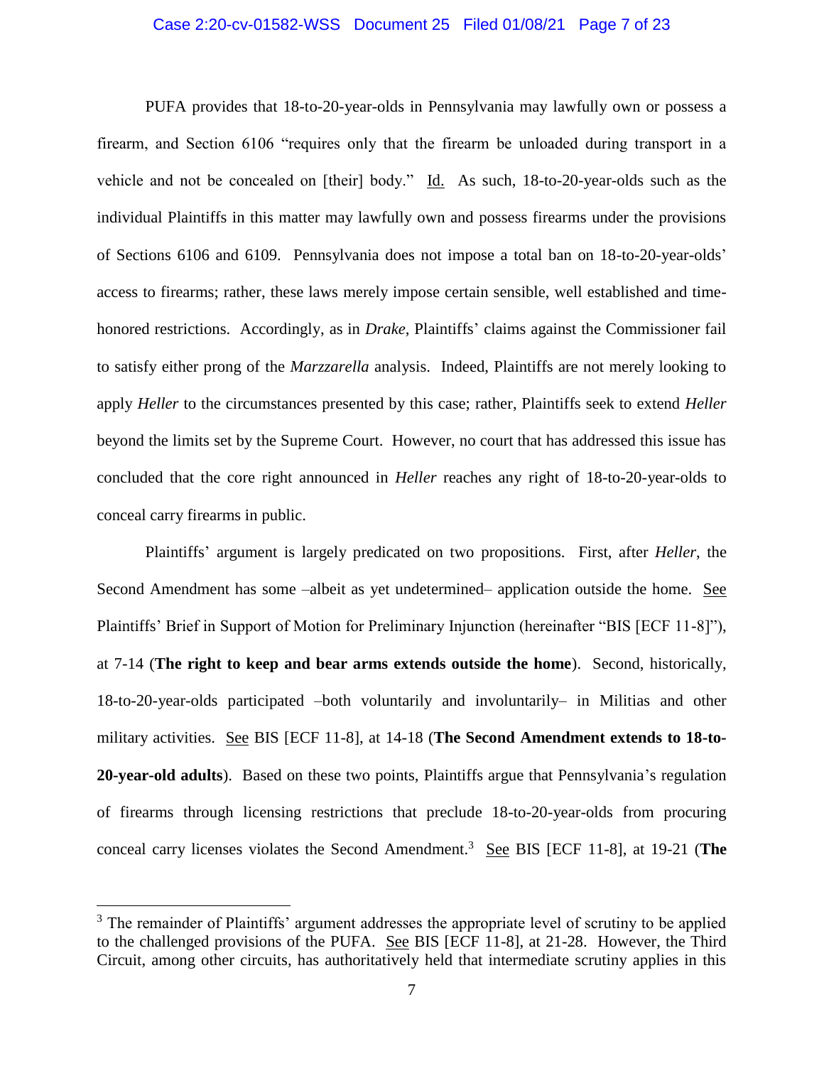PUFA provides that 18-to-20-year-olds in Pennsylvania may lawfully own or possess a firearm, and Section 6106 "requires only that the firearm be unloaded during transport in a vehicle and not be concealed on [their] body." Id. As such, 18-to-20-year-olds such as the individual Plaintiffs in this matter may lawfully own and possess firearms under the provisions of Sections 6106 and 6109. Pennsylvania does not impose a total ban on 18-to-20-year-olds' access to firearms; rather, these laws merely impose certain sensible, well established and time-honored restrictions. Accordingly, as in *Drake*, Plaintiffs' claims against the Commissioner fail to satisfy either prong of the *Marzzarella* analysis. Indeed, Plaintiffs are not merely looking to apply *Heller* to the circumstances presented by this case; rather, Plaintiffs seek to extend *Heller* beyond the limits set by the Supreme Court. However, no court that has addressed this issue has concluded that the core right announced in *Heller* reaches any right of 18-to-20-year-olds to conceal carry firearms in public.

Plaintiffs' argument is largely predicated on two propositions. First, after *Heller*, the Second Amendment has some –albeit as yet undetermined– application outside the home. See Plaintiffs' Brief in Support of Motion for Preliminary Injunction (hereinafter "BIS [ECF 11-8]"), at 7-14 (**The right to keep and bear arms extends outside the home**). Second, historically, 18-to-20-year-olds participated –both voluntarily and involuntarily– in Militias and other military activities. See BIS [ECF 11-8], at 14-18 (**The Second Amendment extends to 18-to-20-year-old adults**). Based on these two points, Plaintiffs argue that Pennsylvania's regulation of firearms through licensing restrictions that preclude 18-to-20-year-olds from procuring conceal carry licenses violates the Second Amendment.[3] See BIS [ECF 11-8], at 19-21 (**The**

[3] The remainder of Plaintiffs' argument addresses the appropriate level of scrutiny to be applied to the challenged provisions of the PUFA. See BIS [ECF 11-8], at 21-28. However, the Third Circuit, among other circuits, has authoritatively held that intermediate scrutiny applies in this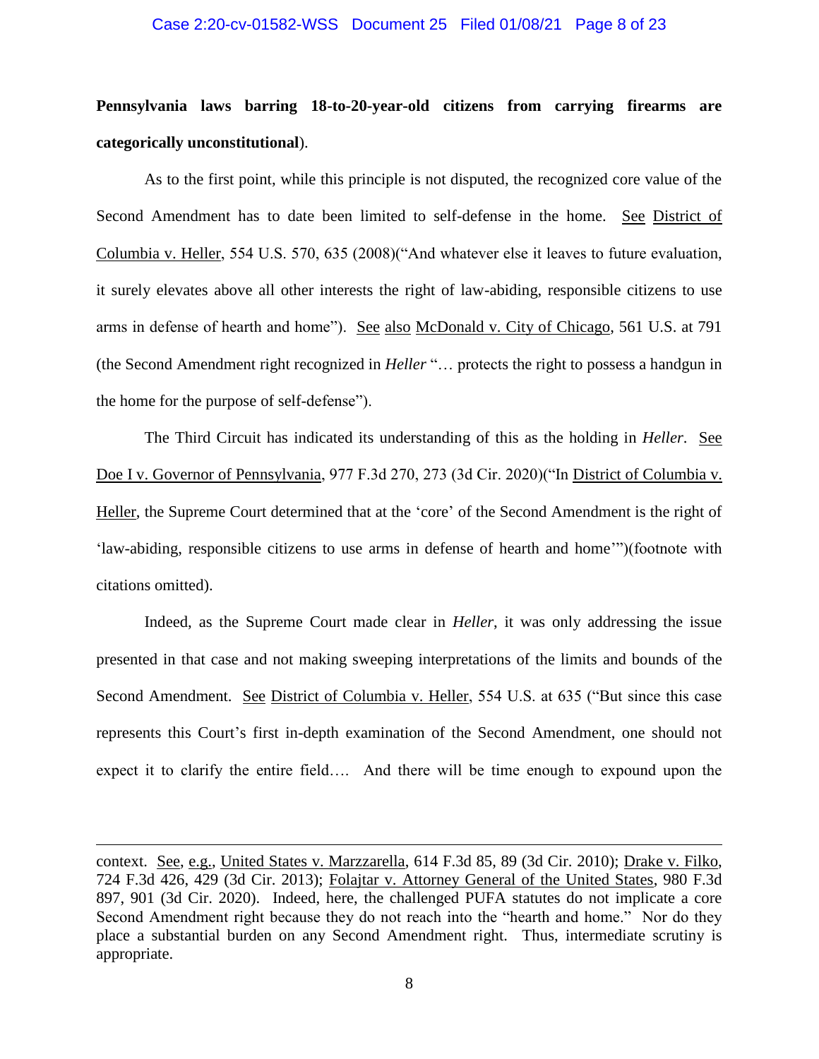**Pennsylvania laws barring 18-to-20-year-old citizens from carrying firearms are categorically unconstitutional**).

As to the first point, while this principle is not disputed, the recognized core value of the Second Amendment has to date been limited to self-defense in the home. See District of Columbia v. Heller, 554 U.S. 570, 635 (2008)("And whatever else it leaves to future evaluation, it surely elevates above all other interests the right of law-abiding, responsible citizens to use arms in defense of hearth and home"). See also McDonald v. City of Chicago, 561 U.S. at 791 (the Second Amendment right recognized in *Heller* "… protects the right to possess a handgun in the home for the purpose of self-defense").

The Third Circuit has indicated its understanding of this as the holding in *Heller*. See Doe I v. Governor of Pennsylvania, 977 F.3d 270, 273 (3d Cir. 2020)("In District of Columbia v. Heller, the Supreme Court determined that at the 'core' of the Second Amendment is the right of 'law-abiding, responsible citizens to use arms in defense of hearth and home'")(footnote with citations omitted).

Indeed, as the Supreme Court made clear in *Heller*, it was only addressing the issue presented in that case and not making sweeping interpretations of the limits and bounds of the Second Amendment. See District of Columbia v. Heller, 554 U.S. at 635 ("But since this case represents this Court's first in-depth examination of the Second Amendment, one should not expect it to clarify the entire field…. And there will be time enough to expound upon the

---

context. See, e.g., United States v. Marzzarella, 614 F.3d 85, 89 (3d Cir. 2010); Drake v. Filko, 724 F.3d 426, 429 (3d Cir. 2013); Folajtar v. Attorney General of the United States, 980 F.3d 897, 901 (3d Cir. 2020). Indeed, here, the challenged PUFA statutes do not implicate a core Second Amendment right because they do not reach into the "hearth and home." Nor do they place a substantial burden on any Second Amendment right. Thus, intermediate scrutiny is appropriate.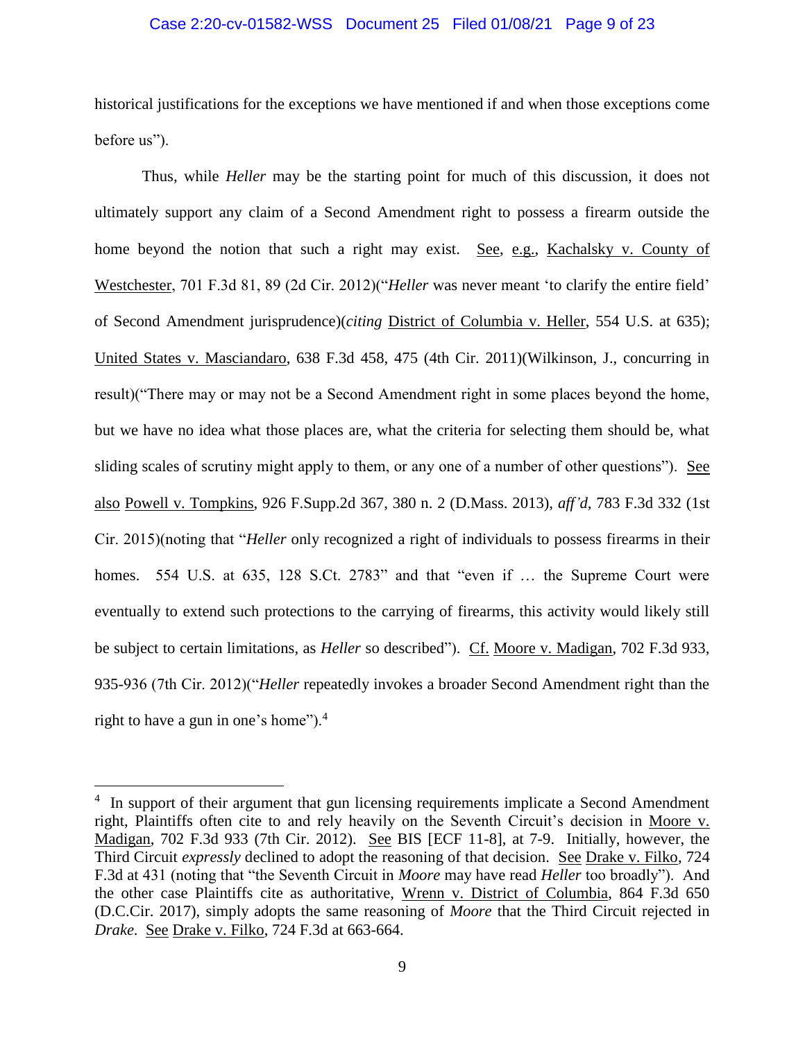historical justifications for the exceptions we have mentioned if and when those exceptions come before us").

Thus, while *Heller* may be the starting point for much of this discussion, it does not ultimately support any claim of a Second Amendment right to possess a firearm outside the home beyond the notion that such a right may exist. See, e.g., Kachalsky v. County of Westchester, 701 F.3d 81, 89 (2d Cir. 2012)("*Heller* was never meant 'to clarify the entire field' of Second Amendment jurisprudence)(*citing* District of Columbia v. Heller, 554 U.S. at 635); United States v. Masciandaro, 638 F.3d 458, 475 (4th Cir. 2011)(Wilkinson, J., concurring in result)("There may or may not be a Second Amendment right in some places beyond the home, but we have no idea what those places are, what the criteria for selecting them should be, what sliding scales of scrutiny might apply to them, or any one of a number of other questions"). See also Powell v. Tompkins, 926 F.Supp.2d 367, 380 n. 2 (D.Mass. 2013), *aff'd*, 783 F.3d 332 (1st Cir. 2015)(noting that "*Heller* only recognized a right of individuals to possess firearms in their homes. 554 U.S. at 635, 128 S.Ct. 2783" and that "even if … the Supreme Court were eventually to extend such protections to the carrying of firearms, this activity would likely still be subject to certain limitations, as *Heller* so described"). Cf. Moore v. Madigan, 702 F.3d 933, 935-936 (7th Cir. 2012)("*Heller* repeatedly invokes a broader Second Amendment right than the right to have a gun in one's home").[4]

---

[4] In support of their argument that gun licensing requirements implicate a Second Amendment right, Plaintiffs often cite to and rely heavily on the Seventh Circuit's decision in Moore v. Madigan, 702 F.3d 933 (7th Cir. 2012). See BIS [ECF 11-8], at 7-9. Initially, however, the Third Circuit *expressly* declined to adopt the reasoning of that decision. See Drake v. Filko, 724 F.3d at 431 (noting that "the Seventh Circuit in *Moore* may have read *Heller* too broadly"). And the other case Plaintiffs cite as authoritative, Wrenn v. District of Columbia, 864 F.3d 650 (D.C.Cir. 2017), simply adopts the same reasoning of *Moore* that the Third Circuit rejected in *Drake*. See Drake v. Filko, 724 F.3d at 663-664.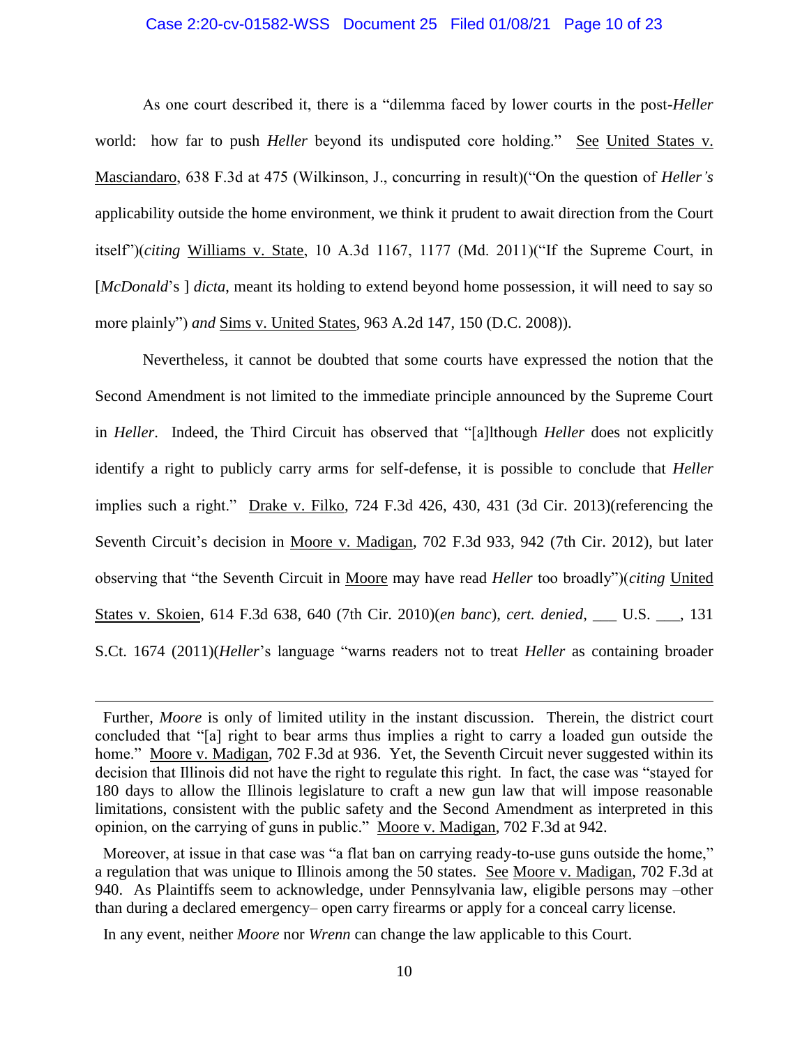As one court described it, there is a "dilemma faced by lower courts in the post-*Heller* world: how far to push *Heller* beyond its undisputed core holding." See United States v. Masciandaro, 638 F.3d at 475 (Wilkinson, J., concurring in result)("On the question of *Heller's* applicability outside the home environment, we think it prudent to await direction from the Court itself")(*citing* Williams v. State, 10 A.3d 1167, 1177 (Md. 2011)("If the Supreme Court, in [*McDonald*'s ] *dicta*, meant its holding to extend beyond home possession, it will need to say so more plainly") *and* Sims v. United States, 963 A.2d 147, 150 (D.C. 2008)).

Nevertheless, it cannot be doubted that some courts have expressed the notion that the Second Amendment is not limited to the immediate principle announced by the Supreme Court in *Heller*. Indeed, the Third Circuit has observed that "[a]lthough *Heller* does not explicitly identify a right to publicly carry arms for self-defense, it is possible to conclude that *Heller* implies such a right." Drake v. Filko, 724 F.3d 426, 430, 431 (3d Cir. 2013)(referencing the Seventh Circuit's decision in Moore v. Madigan, 702 F.3d 933, 942 (7th Cir. 2012), but later observing that "the Seventh Circuit in Moore may have read *Heller* too broadly")(*citing* United States v. Skoien, 614 F.3d 638, 640 (7th Cir. 2010)(*en banc*), *cert. denied*, ___ U.S. ___, 131 S.Ct. 1674 (2011)(*Heller*'s language "warns readers not to treat *Heller* as containing broader

---

Further, *Moore* is only of limited utility in the instant discussion. Therein, the district court concluded that "[a] right to bear arms thus implies a right to carry a loaded gun outside the home." Moore v. Madigan, 702 F.3d at 936. Yet, the Seventh Circuit never suggested within its decision that Illinois did not have the right to regulate this right. In fact, the case was "stayed for 180 days to allow the Illinois legislature to craft a new gun law that will impose reasonable limitations, consistent with the public safety and the Second Amendment as interpreted in this opinion, on the carrying of guns in public." Moore v. Madigan, 702 F.3d at 942.

Moreover, at issue in that case was "a flat ban on carrying ready-to-use guns outside the home," a regulation that was unique to Illinois among the 50 states. See Moore v. Madigan, 702 F.3d at 940. As Plaintiffs seem to acknowledge, under Pennsylvania law, eligible persons may –other than during a declared emergency– open carry firearms or apply for a conceal carry license.

In any event, neither *Moore* nor *Wrenn* can change the law applicable to this Court.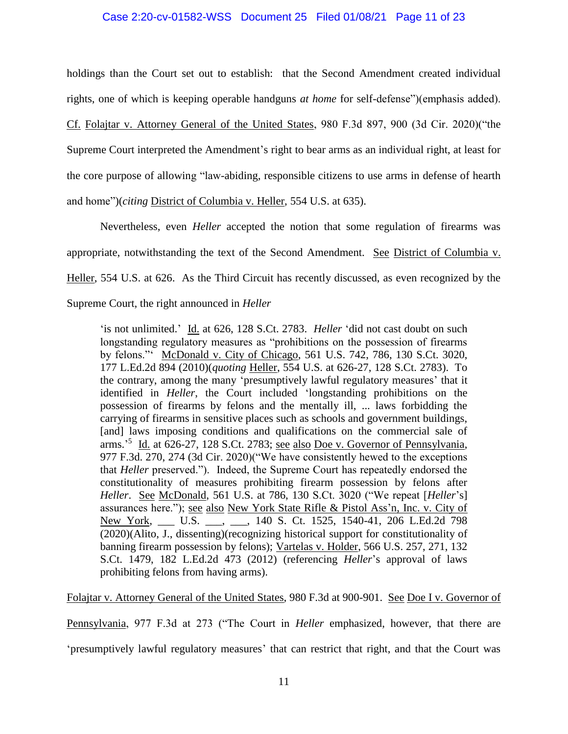holdings than the Court set out to establish: that the Second Amendment created individual rights, one of which is keeping operable handguns *at home* for self-defense")(emphasis added). Cf. Folajtar v. Attorney General of the United States, 980 F.3d 897, 900 (3d Cir. 2020)("the Supreme Court interpreted the Amendment's right to bear arms as an individual right, at least for the core purpose of allowing "law-abiding, responsible citizens to use arms in defense of hearth and home")(*citing* District of Columbia v. Heller, 554 U.S. at 635).

Nevertheless, even *Heller* accepted the notion that some regulation of firearms was appropriate, notwithstanding the text of the Second Amendment. See District of Columbia v. Heller, 554 U.S. at 626. As the Third Circuit has recently discussed, as even recognized by the Supreme Court, the right announced in *Heller*

> 'is not unlimited.' Id. at 626, 128 S.Ct. 2783. *Heller* 'did not cast doubt on such longstanding regulatory measures as "prohibitions on the possession of firearms by felons."' McDonald v. City of Chicago, 561 U.S. 742, 786, 130 S.Ct. 3020, 177 L.Ed.2d 894 (2010)(*quoting* Heller, 554 U.S. at 626-27, 128 S.Ct. 2783). To the contrary, among the many 'presumptively lawful regulatory measures' that it identified in *Heller*, the Court included 'longstanding prohibitions on the possession of firearms by felons and the mentally ill, ... laws forbidding the carrying of firearms in sensitive places such as schools and government buildings, [and] laws imposing conditions and qualifications on the commercial sale of arms.'[5] Id. at 626-27, 128 S.Ct. 2783; see also Doe v. Governor of Pennsylvania, 977 F.3d. 270, 274 (3d Cir. 2020)("We have consistently hewed to the exceptions that *Heller* preserved."). Indeed, the Supreme Court has repeatedly endorsed the constitutionality of measures prohibiting firearm possession by felons after *Heller*. See McDonald, 561 U.S. at 786, 130 S.Ct. 3020 ("We repeat [*Heller*'s] assurances here."); see also New York State Rifle & Pistol Ass'n, Inc. v. City of New York, ___ U.S. ___, ___, 140 S. Ct. 1525, 1540-41, 206 L.Ed.2d 798 (2020)(Alito, J., dissenting)(recognizing historical support for constitutionality of banning firearm possession by felons); Vartelas v. Holder, 566 U.S. 257, 271, 132 S.Ct. 1479, 182 L.Ed.2d 473 (2012) (referencing *Heller*'s approval of laws prohibiting felons from having arms).

Folajtar v. Attorney General of the United States, 980 F.3d at 900-901. See Doe I v. Governor of Pennsylvania, 977 F.3d at 273 ("The Court in *Heller* emphasized, however, that there are 'presumptively lawful regulatory measures' that can restrict that right, and that the Court was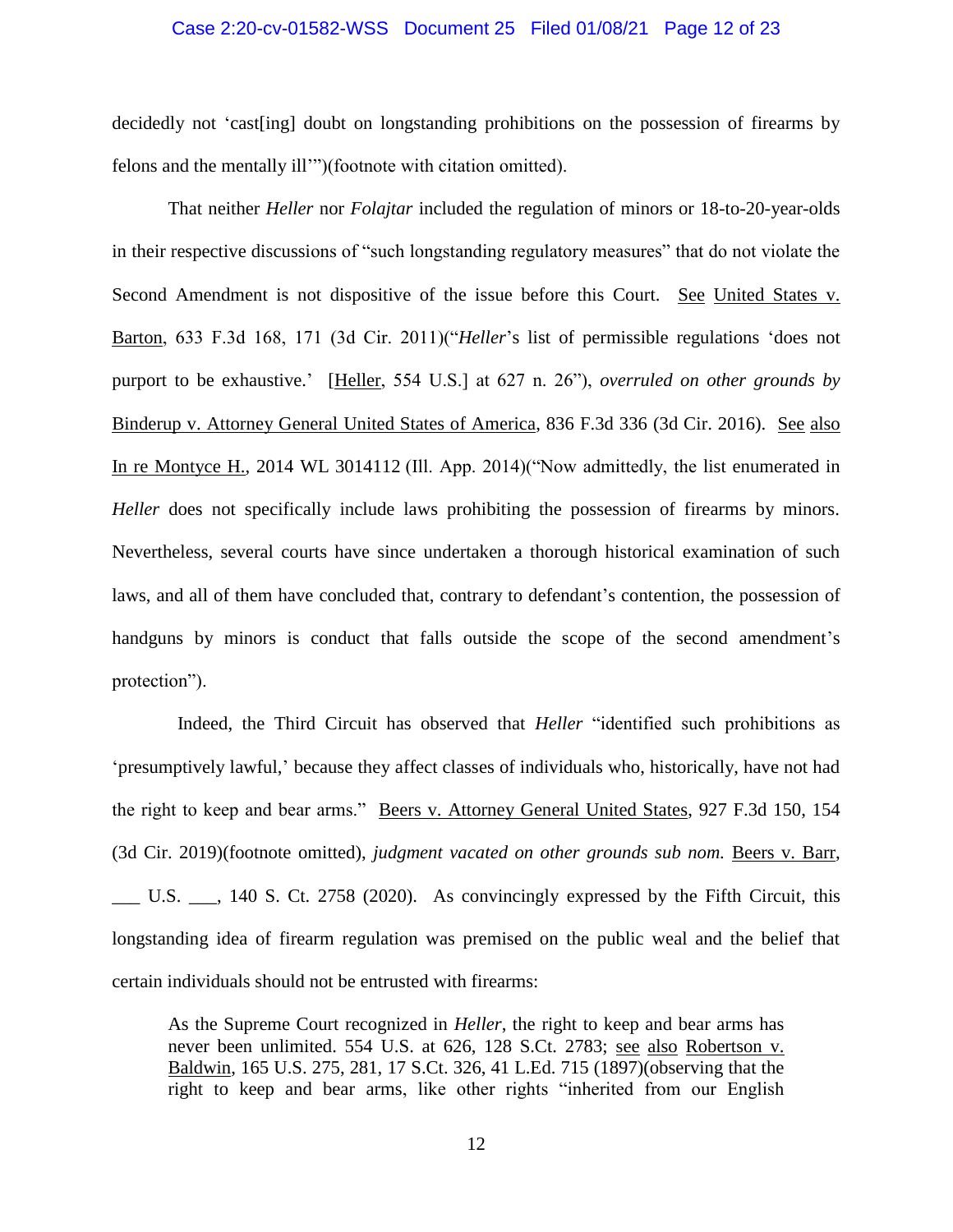decidedly not 'cast[ing] doubt on longstanding prohibitions on the possession of firearms by felons and the mentally ill'")(footnote with citation omitted).

That neither *Heller* nor *Folajtar* included the regulation of minors or 18-to-20-year-olds in their respective discussions of "such longstanding regulatory measures" that do not violate the Second Amendment is not dispositive of the issue before this Court. See United States v. Barton, 633 F.3d 168, 171 (3d Cir. 2011)("*Heller*'s list of permissible regulations 'does not purport to be exhaustive.' [Heller, 554 U.S.] at 627 n. 26"), *overruled on other grounds by* Binderup v. Attorney General United States of America, 836 F.3d 336 (3d Cir. 2016). See also In re Montyce H., 2014 WL 3014112 (Ill. App. 2014)("Now admittedly, the list enumerated in *Heller* does not specifically include laws prohibiting the possession of firearms by minors. Nevertheless, several courts have since undertaken a thorough historical examination of such laws, and all of them have concluded that, contrary to defendant's contention, the possession of handguns by minors is conduct that falls outside the scope of the second amendment's protection").

Indeed, the Third Circuit has observed that *Heller* "identified such prohibitions as 'presumptively lawful,' because they affect classes of individuals who, historically, have not had the right to keep and bear arms." Beers v. Attorney General United States, 927 F.3d 150, 154 (3d Cir. 2019)(footnote omitted), *judgment vacated on other grounds sub nom.* Beers v. Barr, \_\_\_ U.S. \_\_\_, 140 S. Ct. 2758 (2020). As convincingly expressed by the Fifth Circuit, this longstanding idea of firearm regulation was premised on the public weal and the belief that certain individuals should not be entrusted with firearms:

> As the Supreme Court recognized in *Heller*, the right to keep and bear arms has never been unlimited. 554 U.S. at 626, 128 S.Ct. 2783; see also Robertson v. Baldwin, 165 U.S. 275, 281, 17 S.Ct. 326, 41 L.Ed. 715 (1897)(observing that the right to keep and bear arms, like other rights "inherited from our English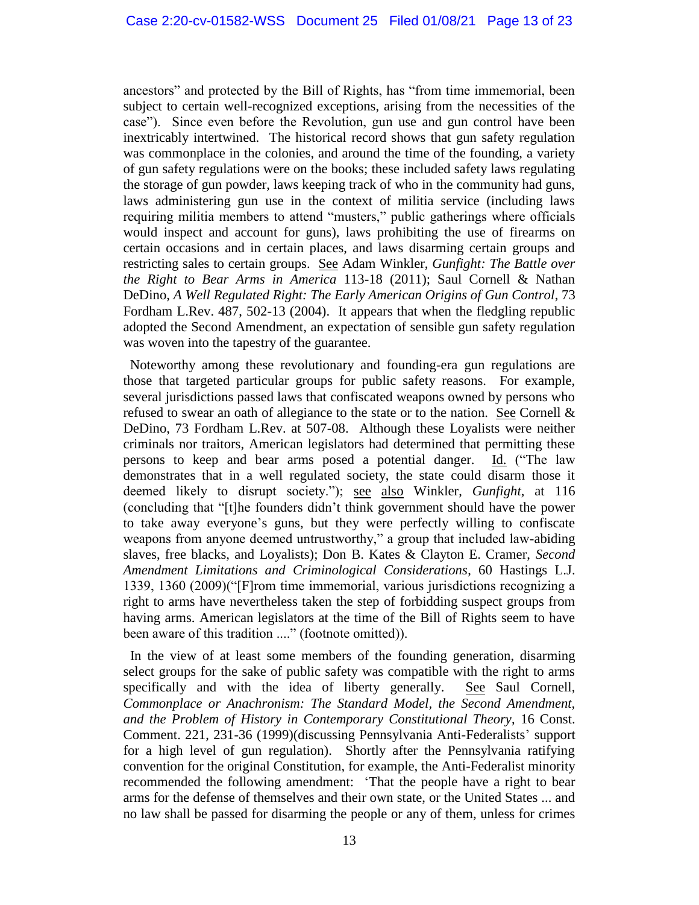ancestors" and protected by the Bill of Rights, has "from time immemorial, been subject to certain well-recognized exceptions, arising from the necessities of the case"). Since even before the Revolution, gun use and gun control have been inextricably intertwined. The historical record shows that gun safety regulation was commonplace in the colonies, and around the time of the founding, a variety of gun safety regulations were on the books; these included safety laws regulating the storage of gun powder, laws keeping track of who in the community had guns, laws administering gun use in the context of militia service (including laws requiring militia members to attend "musters," public gatherings where officials would inspect and account for guns), laws prohibiting the use of firearms on certain occasions and in certain places, and laws disarming certain groups and restricting sales to certain groups. See Adam Winkler, *Gunfight: The Battle over the Right to Bear Arms in America* 113-18 (2011); Saul Cornell & Nathan DeDino, *A Well Regulated Right: The Early American Origins of Gun Control*, 73 Fordham L.Rev. 487, 502-13 (2004). It appears that when the fledgling republic adopted the Second Amendment, an expectation of sensible gun safety regulation was woven into the tapestry of the guarantee.

Noteworthy among these revolutionary and founding-era gun regulations are those that targeted particular groups for public safety reasons. For example, several jurisdictions passed laws that confiscated weapons owned by persons who refused to swear an oath of allegiance to the state or to the nation. See Cornell & DeDino, 73 Fordham L.Rev. at 507-08. Although these Loyalists were neither criminals nor traitors, American legislators had determined that permitting these persons to keep and bear arms posed a potential danger. Id. ("The law demonstrates that in a well regulated society, the state could disarm those it deemed likely to disrupt society."); see also Winkler, *Gunfight*, at 116 (concluding that "[t]he founders didn't think government should have the power to take away everyone's guns, but they were perfectly willing to confiscate weapons from anyone deemed untrustworthy," a group that included law-abiding slaves, free blacks, and Loyalists); Don B. Kates & Clayton E. Cramer, *Second Amendment Limitations and Criminological Considerations*, 60 Hastings L.J. 1339, 1360 (2009)("[F]rom time immemorial, various jurisdictions recognizing a right to arms have nevertheless taken the step of forbidding suspect groups from having arms. American legislators at the time of the Bill of Rights seem to have been aware of this tradition ...." (footnote omitted)).

In the view of at least some members of the founding generation, disarming select groups for the sake of public safety was compatible with the right to arms specifically and with the idea of liberty generally. See Saul Cornell, *Commonplace or Anachronism: The Standard Model, the Second Amendment, and the Problem of History in Contemporary Constitutional Theory*, 16 Const. Comment. 221, 231-36 (1999)(discussing Pennsylvania Anti-Federalists' support for a high level of gun regulation). Shortly after the Pennsylvania ratifying convention for the original Constitution, for example, the Anti-Federalist minority recommended the following amendment: 'That the people have a right to bear arms for the defense of themselves and their own state, or the United States ... and no law shall be passed for disarming the people or any of them, unless for crimes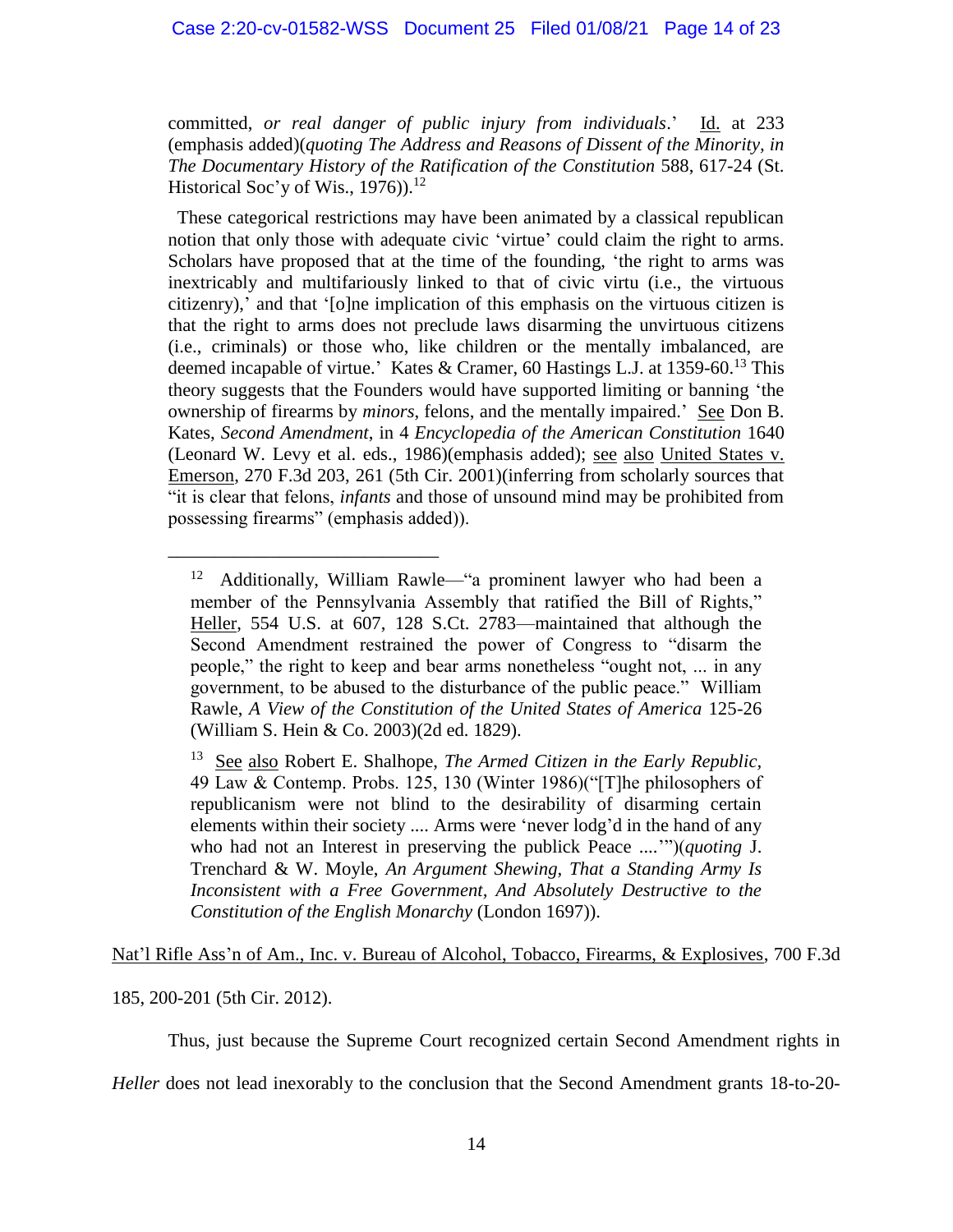committed, *or real danger of public injury from individuals*.' Id. at 233 (emphasis added)(*quoting The Address and Reasons of Dissent of the Minority, in The Documentary History of the Ratification of the Constitution* 588, 617-24 (St. Historical Soc'y of Wis., 1976)).[12]

These categorical restrictions may have been animated by a classical republican notion that only those with adequate civic 'virtue' could claim the right to arms. Scholars have proposed that at the time of the founding, 'the right to arms was inextricably and multifariously linked to that of civic virtu (i.e., the virtuous citizenry),' and that '[o]ne implication of this emphasis on the virtuous citizen is that the right to arms does not preclude laws disarming the unvirtuous citizens (i.e., criminals) or those who, like children or the mentally imbalanced, are deemed incapable of virtue.' Kates & Cramer, 60 Hastings L.J. at 1359-60.[13] This theory suggests that the Founders would have supported limiting or banning 'the ownership of firearms by *minors*, felons, and the mentally impaired.' See Don B. Kates, *Second Amendment*, in 4 *Encyclopedia of the American Constitution* 1640 (Leonard W. Levy et al. eds., 1986)(emphasis added); see also United States v. Emerson, 270 F.3d 203, 261 (5th Cir. 2001)(inferring from scholarly sources that "it is clear that felons, *infants* and those of unsound mind may be prohibited from possessing firearms" (emphasis added)).

---

[12] Additionally, William Rawle—"a prominent lawyer who had been a member of the Pennsylvania Assembly that ratified the Bill of Rights," Heller, 554 U.S. at 607, 128 S.Ct. 2783—maintained that although the Second Amendment restrained the power of Congress to "disarm the people," the right to keep and bear arms nonetheless "ought not, ... in any government, to be abused to the disturbance of the public peace." William Rawle, *A View of the Constitution of the United States of America* 125-26 (William S. Hein & Co. 2003)(2d ed. 1829).

[13] See also Robert E. Shalhope, *The Armed Citizen in the Early Republic*, 49 Law & Contemp. Probs. 125, 130 (Winter 1986)("[T]he philosophers of republicanism were not blind to the desirability of disarming certain elements within their society .... Arms were 'never lodg'd in the hand of any who had not an Interest in preserving the publick Peace ....'")(*quoting* J. Trenchard & W. Moyle, *An Argument Shewing, That a Standing Army Is Inconsistent with a Free Government, And Absolutely Destructive to the Constitution of the English Monarchy* (London 1697)).

Nat'l Rifle Ass'n of Am., Inc. v. Bureau of Alcohol, Tobacco, Firearms, & Explosives, 700 F.3d 185, 200-201 (5th Cir. 2012).

Thus, just because the Supreme Court recognized certain Second Amendment rights in *Heller* does not lead inexorably to the conclusion that the Second Amendment grants 18-to-20-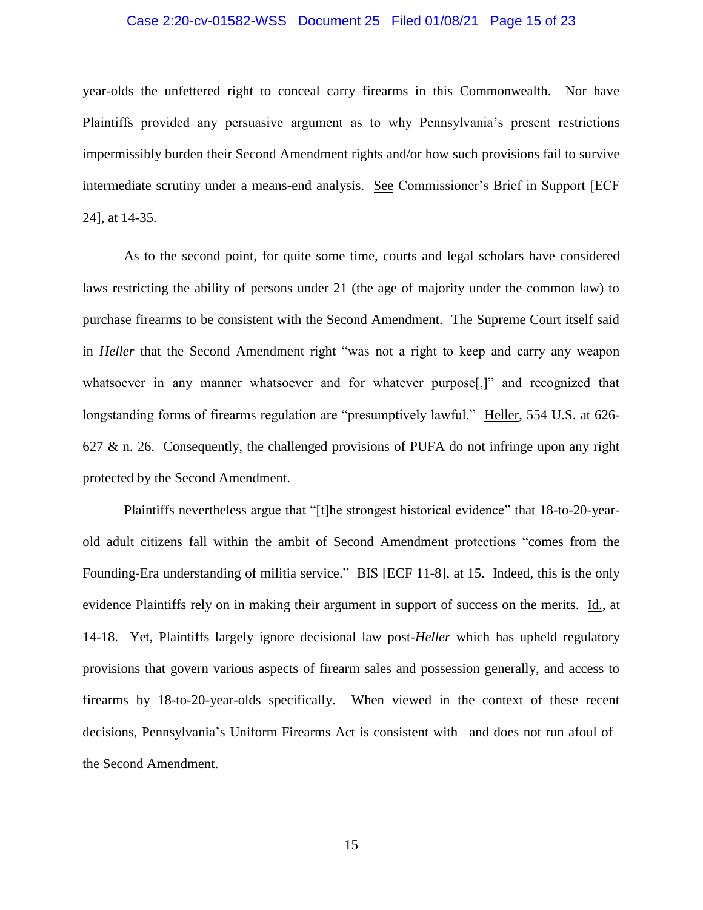year-olds the unfettered right to conceal carry firearms in this Commonwealth. Nor have Plaintiffs provided any persuasive argument as to why Pennsylvania's present restrictions impermissibly burden their Second Amendment rights and/or how such provisions fail to survive intermediate scrutiny under a means-end analysis. See Commissioner's Brief in Support [ECF 24], at 14-35.

As to the second point, for quite some time, courts and legal scholars have considered laws restricting the ability of persons under 21 (the age of majority under the common law) to purchase firearms to be consistent with the Second Amendment. The Supreme Court itself said in *Heller* that the Second Amendment right "was not a right to keep and carry any weapon whatsoever in any manner whatsoever and for whatever purpose[,]" and recognized that longstanding forms of firearms regulation are "presumptively lawful." Heller, 554 U.S. at 626-627 & n. 26. Consequently, the challenged provisions of PUFA do not infringe upon any right protected by the Second Amendment.

Plaintiffs nevertheless argue that "[t]he strongest historical evidence" that 18-to-20-year-old adult citizens fall within the ambit of Second Amendment protections "comes from the Founding-Era understanding of militia service." BIS [ECF 11-8], at 15. Indeed, this is the only evidence Plaintiffs rely on in making their argument in support of success on the merits. Id., at 14-18. Yet, Plaintiffs largely ignore decisional law post-*Heller* which has upheld regulatory provisions that govern various aspects of firearm sales and possession generally, and access to firearms by 18-to-20-year-olds specifically. When viewed in the context of these recent decisions, Pennsylvania's Uniform Firearms Act is consistent with –and does not run afoul of– the Second Amendment.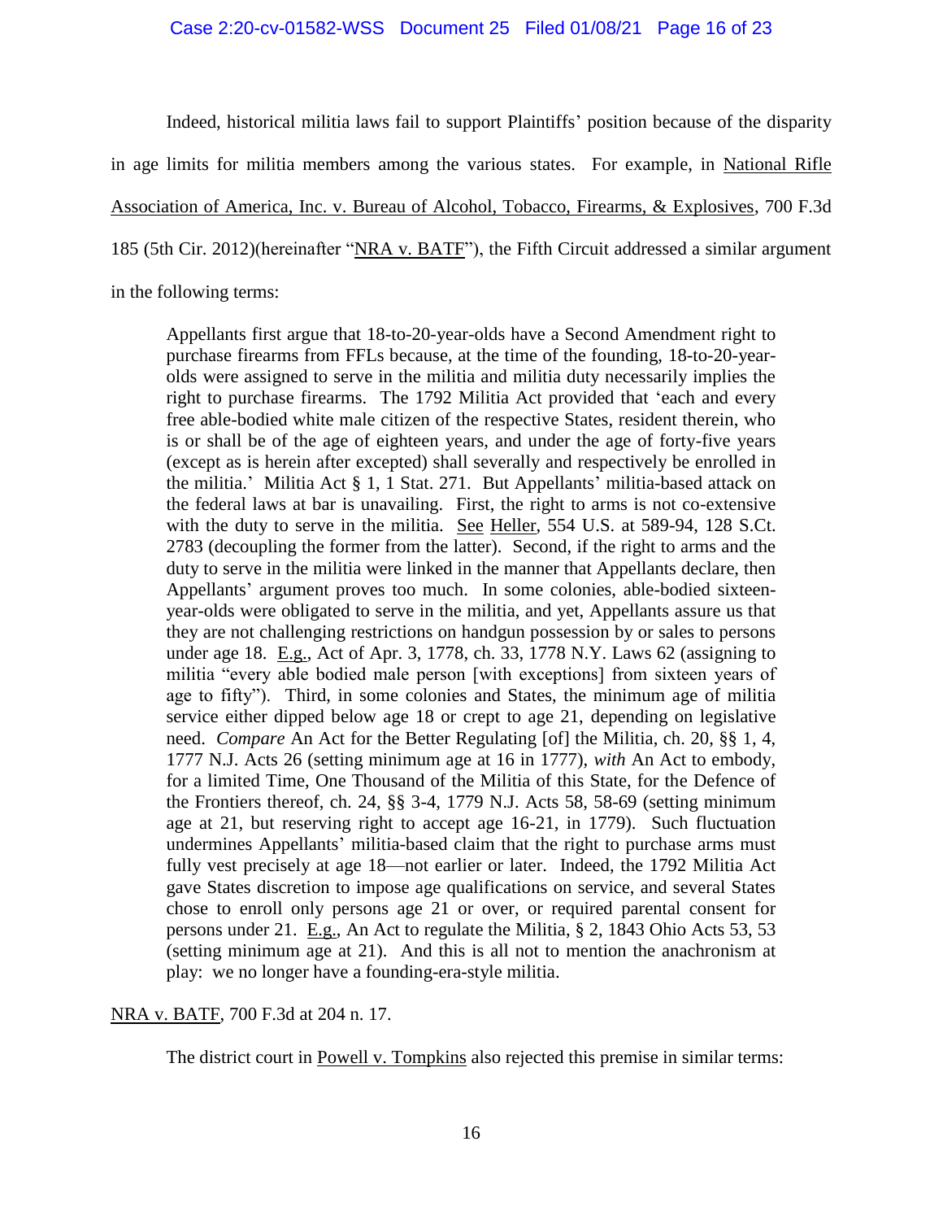Indeed, historical militia laws fail to support Plaintiffs' position because of the disparity in age limits for militia members among the various states. For example, in National Rifle Association of America, Inc. v. Bureau of Alcohol, Tobacco, Firearms, & Explosives, 700 F.3d 185 (5th Cir. 2012)(hereinafter "NRA v. BATF"), the Fifth Circuit addressed a similar argument in the following terms:

> Appellants first argue that 18-to-20-year-olds have a Second Amendment right to purchase firearms from FFLs because, at the time of the founding, 18-to-20-year-olds were assigned to serve in the militia and militia duty necessarily implies the right to purchase firearms. The 1792 Militia Act provided that 'each and every free able-bodied white male citizen of the respective States, resident therein, who is or shall be of the age of eighteen years, and under the age of forty-five years (except as is herein after excepted) shall severally and respectively be enrolled in the militia.' Militia Act § 1, 1 Stat. 271. But Appellants' militia-based attack on the federal laws at bar is unavailing. First, the right to arms is not co-extensive with the duty to serve in the militia. See Heller, 554 U.S. at 589-94, 128 S.Ct. 2783 (decoupling the former from the latter). Second, if the right to arms and the duty to serve in the militia were linked in the manner that Appellants declare, then Appellants' argument proves too much. In some colonies, able-bodied sixteen-year-olds were obligated to serve in the militia, and yet, Appellants assure us that they are not challenging restrictions on handgun possession by or sales to persons under age 18. E.g., Act of Apr. 3, 1778, ch. 33, 1778 N.Y. Laws 62 (assigning to militia "every able bodied male person [with exceptions] from sixteen years of age to fifty"). Third, in some colonies and States, the minimum age of militia service either dipped below age 18 or crept to age 21, depending on legislative need. *Compare* An Act for the Better Regulating [of] the Militia, ch. 20, §§ 1, 4, 1777 N.J. Acts 26 (setting minimum age at 16 in 1777), *with* An Act to embody, for a limited Time, One Thousand of the Militia of this State, for the Defence of the Frontiers thereof, ch. 24, §§ 3-4, 1779 N.J. Acts 58, 58-69 (setting minimum age at 21, but reserving right to accept age 16-21, in 1779). Such fluctuation undermines Appellants' militia-based claim that the right to purchase arms must fully vest precisely at age 18—not earlier or later. Indeed, the 1792 Militia Act gave States discretion to impose age qualifications on service, and several States chose to enroll only persons age 21 or over, or required parental consent for persons under 21. E.g., An Act to regulate the Militia, § 2, 1843 Ohio Acts 53, 53 (setting minimum age at 21). And this is all not to mention the anachronism at play: we no longer have a founding-era-style militia.

NRA v. BATF, 700 F.3d at 204 n. 17.

The district court in Powell v. Tompkins also rejected this premise in similar terms: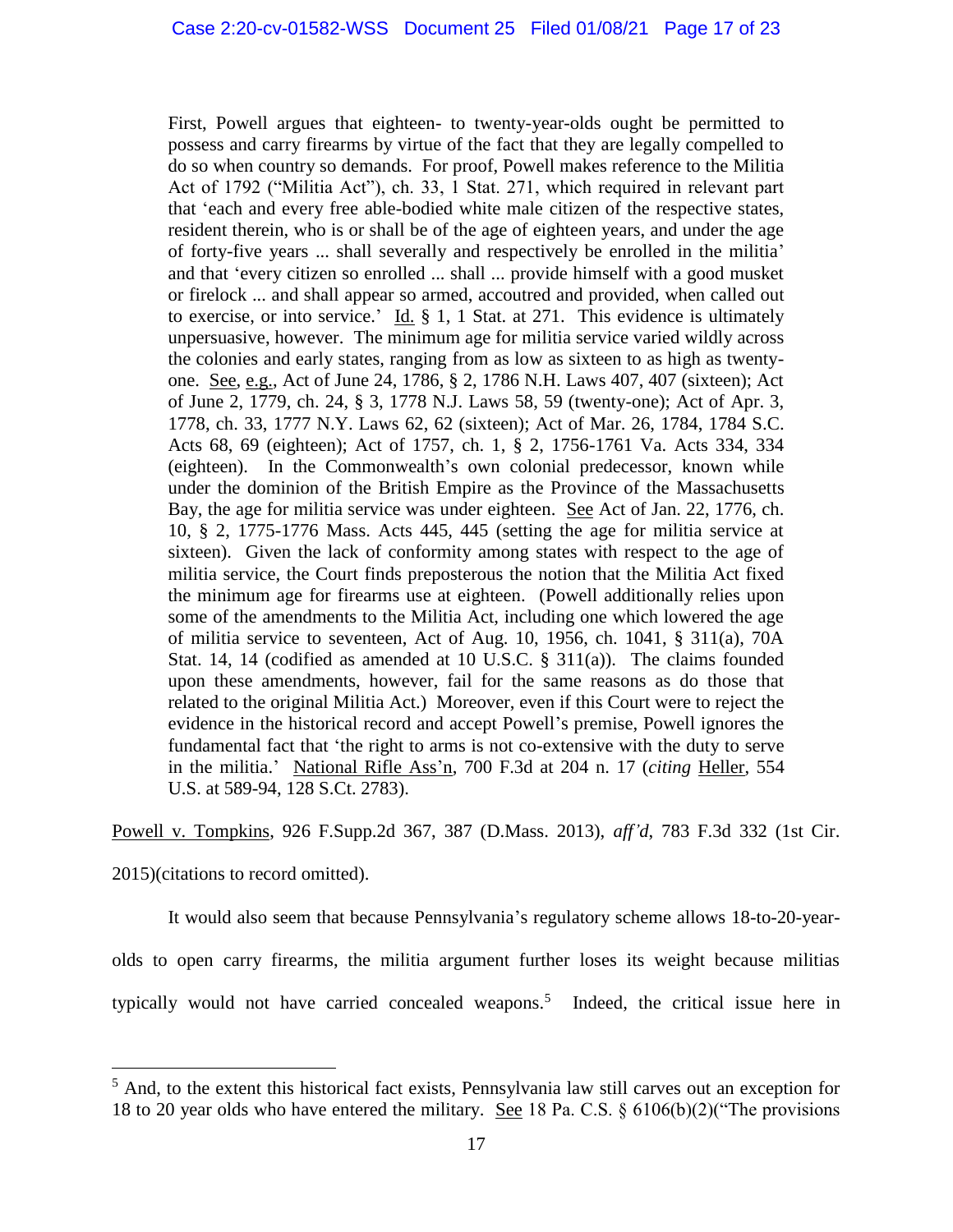> First, Powell argues that eighteen- to twenty-year-olds ought be permitted to possess and carry firearms by virtue of the fact that they are legally compelled to do so when country so demands. For proof, Powell makes reference to the Militia Act of 1792 ("Militia Act"), ch. 33, 1 Stat. 271, which required in relevant part that 'each and every free able-bodied white male citizen of the respective states, resident therein, who is or shall be of the age of eighteen years, and under the age of forty-five years ... shall severally and respectively be enrolled in the militia' and that 'every citizen so enrolled ... shall ... provide himself with a good musket or firelock ... and shall appear so armed, accoutred and provided, when called out to exercise, or into service.' Id. § 1, 1 Stat. at 271. This evidence is ultimately unpersuasive, however. The minimum age for militia service varied wildly across the colonies and early states, ranging from as low as sixteen to as high as twenty-one. See, e.g., Act of June 24, 1786, § 2, 1786 N.H. Laws 407, 407 (sixteen); Act of June 2, 1779, ch. 24, § 3, 1778 N.J. Laws 58, 59 (twenty-one); Act of Apr. 3, 1778, ch. 33, 1777 N.Y. Laws 62, 62 (sixteen); Act of Mar. 26, 1784, 1784 S.C. Acts 68, 69 (eighteen); Act of 1757, ch. 1, § 2, 1756-1761 Va. Acts 334, 334 (eighteen). In the Commonwealth's own colonial predecessor, known while under the dominion of the British Empire as the Province of the Massachusetts Bay, the age for militia service was under eighteen. See Act of Jan. 22, 1776, ch. 10, § 2, 1775-1776 Mass. Acts 445, 445 (setting the age for militia service at sixteen). Given the lack of conformity among states with respect to the age of militia service, the Court finds preposterous the notion that the Militia Act fixed the minimum age for firearms use at eighteen. (Powell additionally relies upon some of the amendments to the Militia Act, including one which lowered the age of militia service to seventeen, Act of Aug. 10, 1956, ch. 1041, § 311(a), 70A Stat. 14, 14 (codified as amended at 10 U.S.C. § 311(a)). The claims founded upon these amendments, however, fail for the same reasons as do those that related to the original Militia Act.) Moreover, even if this Court were to reject the evidence in the historical record and accept Powell's premise, Powell ignores the fundamental fact that 'the right to arms is not co-extensive with the duty to serve in the militia.' National Rifle Ass'n, 700 F.3d at 204 n. 17 (*citing* Heller, 554 U.S. at 589-94, 128 S.Ct. 2783).

Powell v. Tompkins, 926 F.Supp.2d 367, 387 (D.Mass. 2013), *aff'd*, 783 F.3d 332 (1st Cir. 2015)(citations to record omitted).

It would also seem that because Pennsylvania's regulatory scheme allows 18-to-20-year-olds to open carry firearms, the militia argument further loses its weight because militias typically would not have carried concealed weapons.[5] Indeed, the critical issue here in

[5] And, to the extent this historical fact exists, Pennsylvania law still carves out an exception for 18 to 20 year olds who have entered the military. See 18 Pa. C.S. § 6106(b)(2)("The provisions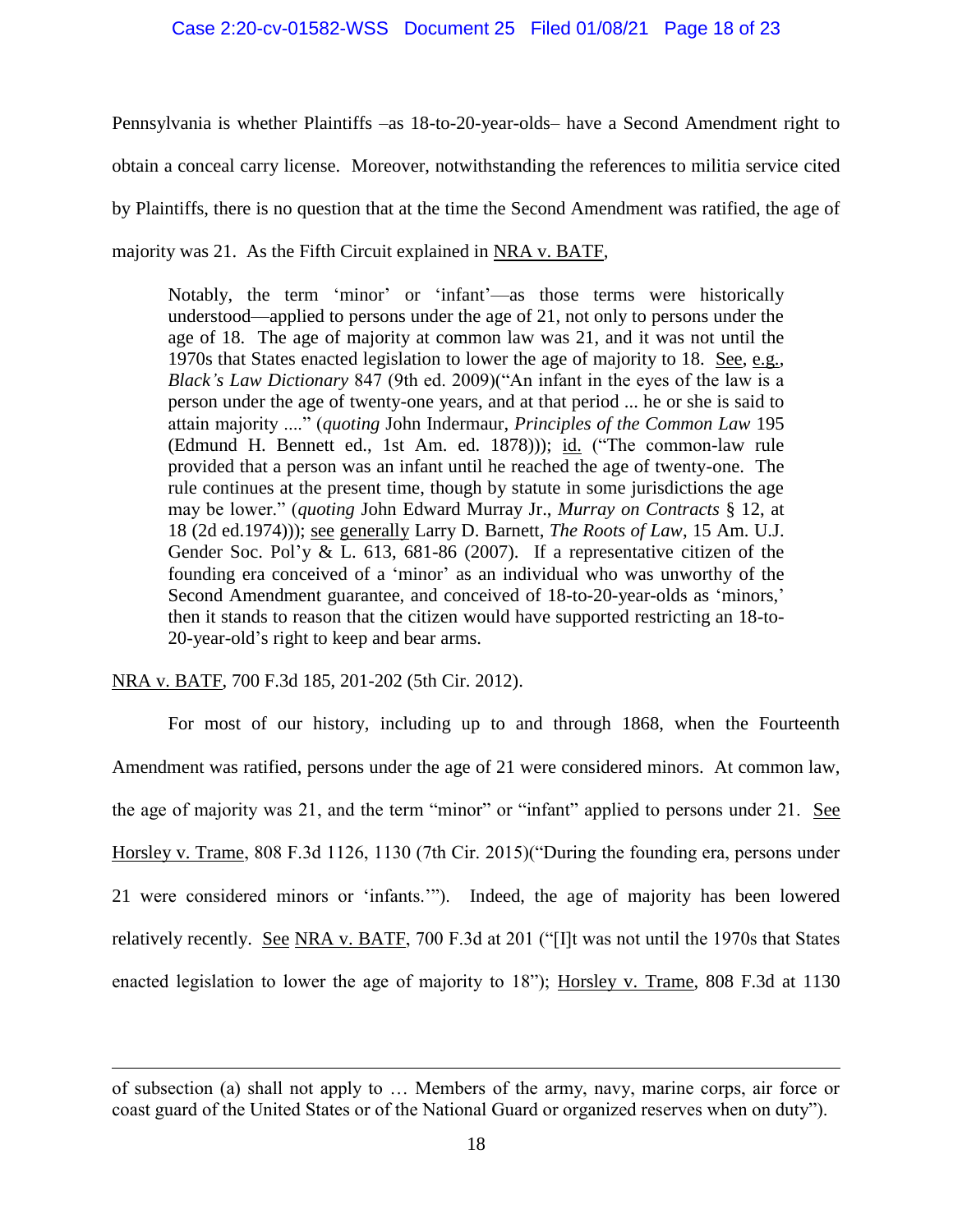Pennsylvania is whether Plaintiffs –as 18-to-20-year-olds– have a Second Amendment right to obtain a conceal carry license. Moreover, notwithstanding the references to militia service cited by Plaintiffs, there is no question that at the time the Second Amendment was ratified, the age of majority was 21. As the Fifth Circuit explained in NRA v. BATF,

> Notably, the term 'minor' or 'infant'—as those terms were historically understood—applied to persons under the age of 21, not only to persons under the age of 18. The age of majority at common law was 21, and it was not until the 1970s that States enacted legislation to lower the age of majority to 18. See, e.g., *Black's Law Dictionary* 847 (9th ed. 2009)("An infant in the eyes of the law is a person under the age of twenty-one years, and at that period ... he or she is said to attain majority ...." (*quoting* John Indermaur, *Principles of the Common Law* 195 (Edmund H. Bennett ed., 1st Am. ed. 1878))); id. ("The common-law rule provided that a person was an infant until he reached the age of twenty-one. The rule continues at the present time, though by statute in some jurisdictions the age may be lower." (*quoting* John Edward Murray Jr., *Murray on Contracts* § 12, at 18 (2d ed.1974))); see generally Larry D. Barnett, *The Roots of Law*, 15 Am. U.J. Gender Soc. Pol'y & L. 613, 681-86 (2007). If a representative citizen of the founding era conceived of a 'minor' as an individual who was unworthy of the Second Amendment guarantee, and conceived of 18-to-20-year-olds as 'minors,' then it stands to reason that the citizen would have supported restricting an 18-to-20-year-old's right to keep and bear arms.

NRA v. BATF, 700 F.3d 185, 201-202 (5th Cir. 2012).

For most of our history, including up to and through 1868, when the Fourteenth Amendment was ratified, persons under the age of 21 were considered minors. At common law, the age of majority was 21, and the term "minor" or "infant" applied to persons under 21. See Horsley v. Trame, 808 F.3d 1126, 1130 (7th Cir. 2015)("During the founding era, persons under 21 were considered minors or 'infants.'"). Indeed, the age of majority has been lowered relatively recently. See NRA v. BATF, 700 F.3d at 201 ("[I]t was not until the 1970s that States enacted legislation to lower the age of majority to 18"); Horsley v. Trame, 808 F.3d at 1130

---

of subsection (a) shall not apply to … Members of the army, navy, marine corps, air force or coast guard of the United States or of the National Guard or organized reserves when on duty").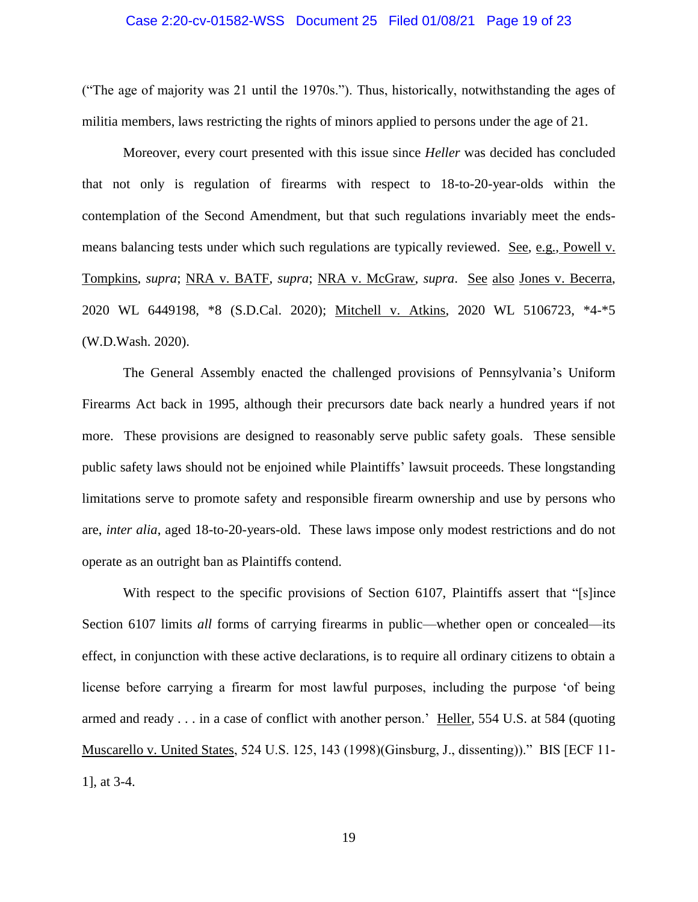("The age of majority was 21 until the 1970s."). Thus, historically, notwithstanding the ages of militia members, laws restricting the rights of minors applied to persons under the age of 21.

Moreover, every court presented with this issue since *Heller* was decided has concluded that not only is regulation of firearms with respect to 18-to-20-year-olds within the contemplation of the Second Amendment, but that such regulations invariably meet the ends-means balancing tests under which such regulations are typically reviewed. See, e.g., Powell v. Tompkins, *supra*; NRA v. BATF, *supra*; NRA v. McGraw, *supra*. See also Jones v. Becerra, 2020 WL 6449198, *8 (S.D.Cal. 2020); Mitchell v. Atkins, 2020 WL 5106723, *4-*5 (W.D.Wash. 2020).

The General Assembly enacted the challenged provisions of Pennsylvania's Uniform Firearms Act back in 1995, although their precursors date back nearly a hundred years if not more. These provisions are designed to reasonably serve public safety goals. These sensible public safety laws should not be enjoined while Plaintiffs' lawsuit proceeds. These longstanding limitations serve to promote safety and responsible firearm ownership and use by persons who are, *inter alia*, aged 18-to-20-years-old. These laws impose only modest restrictions and do not operate as an outright ban as Plaintiffs contend.

With respect to the specific provisions of Section 6107, Plaintiffs assert that "[s]ince Section 6107 limits *all* forms of carrying firearms in public—whether open or concealed—its effect, in conjunction with these active declarations, is to require all ordinary citizens to obtain a license before carrying a firearm for most lawful purposes, including the purpose 'of being armed and ready . . . in a case of conflict with another person.' Heller, 554 U.S. at 584 (quoting Muscarello v. United States, 524 U.S. 125, 143 (1998)(Ginsburg, J., dissenting))." BIS [ECF 11-1], at 3-4.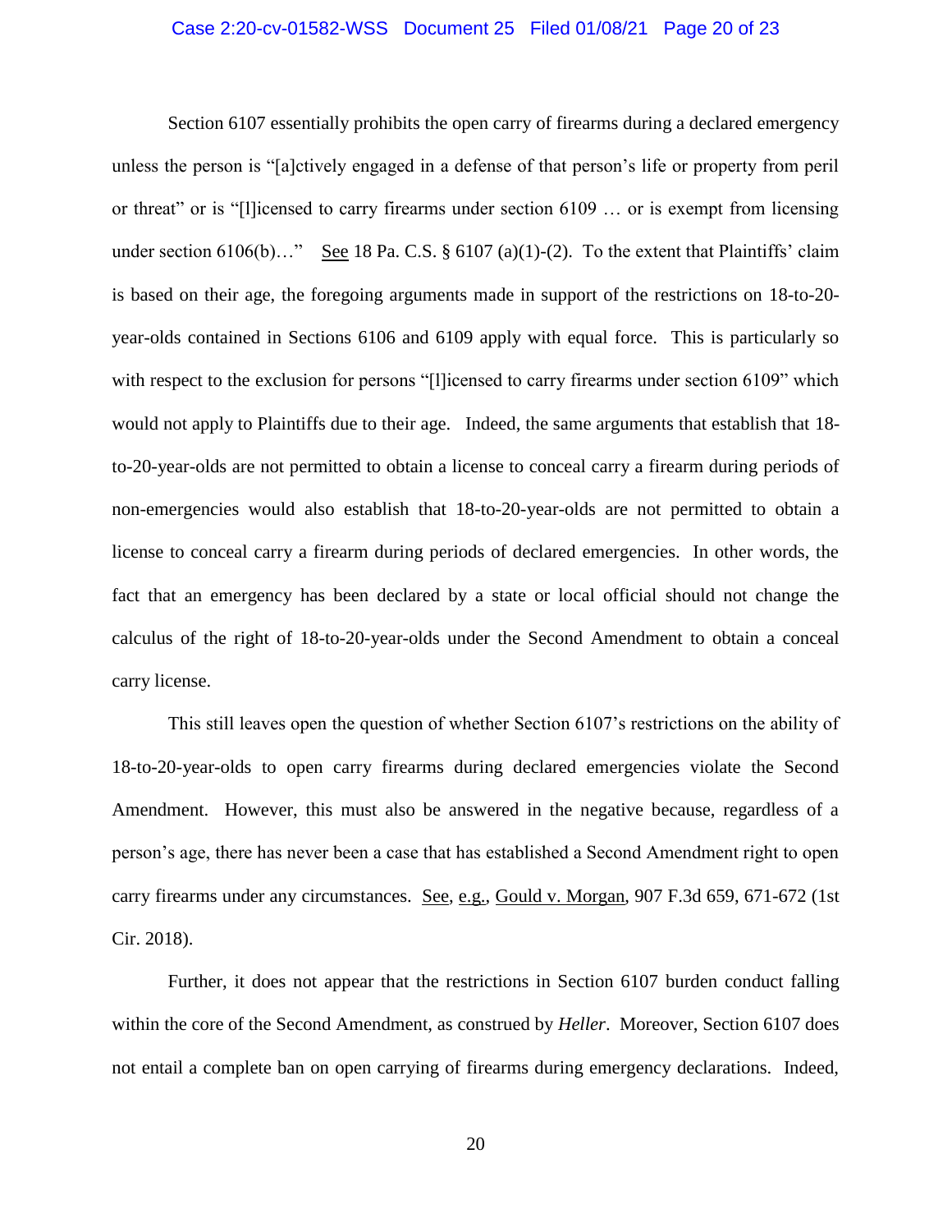Section 6107 essentially prohibits the open carry of firearms during a declared emergency unless the person is "[a]ctively engaged in a defense of that person's life or property from peril or threat" or is "[l]icensed to carry firearms under section 6109 … or is exempt from licensing under section 6106(b)…" See 18 Pa. C.S. § 6107 (a)(1)-(2). To the extent that Plaintiffs' claim is based on their age, the foregoing arguments made in support of the restrictions on 18-to-20-year-olds contained in Sections 6106 and 6109 apply with equal force. This is particularly so with respect to the exclusion for persons "[l]icensed to carry firearms under section 6109" which would not apply to Plaintiffs due to their age. Indeed, the same arguments that establish that 18-to-20-year-olds are not permitted to obtain a license to conceal carry a firearm during periods of non-emergencies would also establish that 18-to-20-year-olds are not permitted to obtain a license to conceal carry a firearm during periods of declared emergencies. In other words, the fact that an emergency has been declared by a state or local official should not change the calculus of the right of 18-to-20-year-olds under the Second Amendment to obtain a conceal carry license.

This still leaves open the question of whether Section 6107's restrictions on the ability of 18-to-20-year-olds to open carry firearms during declared emergencies violate the Second Amendment. However, this must also be answered in the negative because, regardless of a person's age, there has never been a case that has established a Second Amendment right to open carry firearms under any circumstances. See, e.g., Gould v. Morgan, 907 F.3d 659, 671-672 (1st Cir. 2018).

Further, it does not appear that the restrictions in Section 6107 burden conduct falling within the core of the Second Amendment, as construed by *Heller*. Moreover, Section 6107 does not entail a complete ban on open carrying of firearms during emergency declarations. Indeed,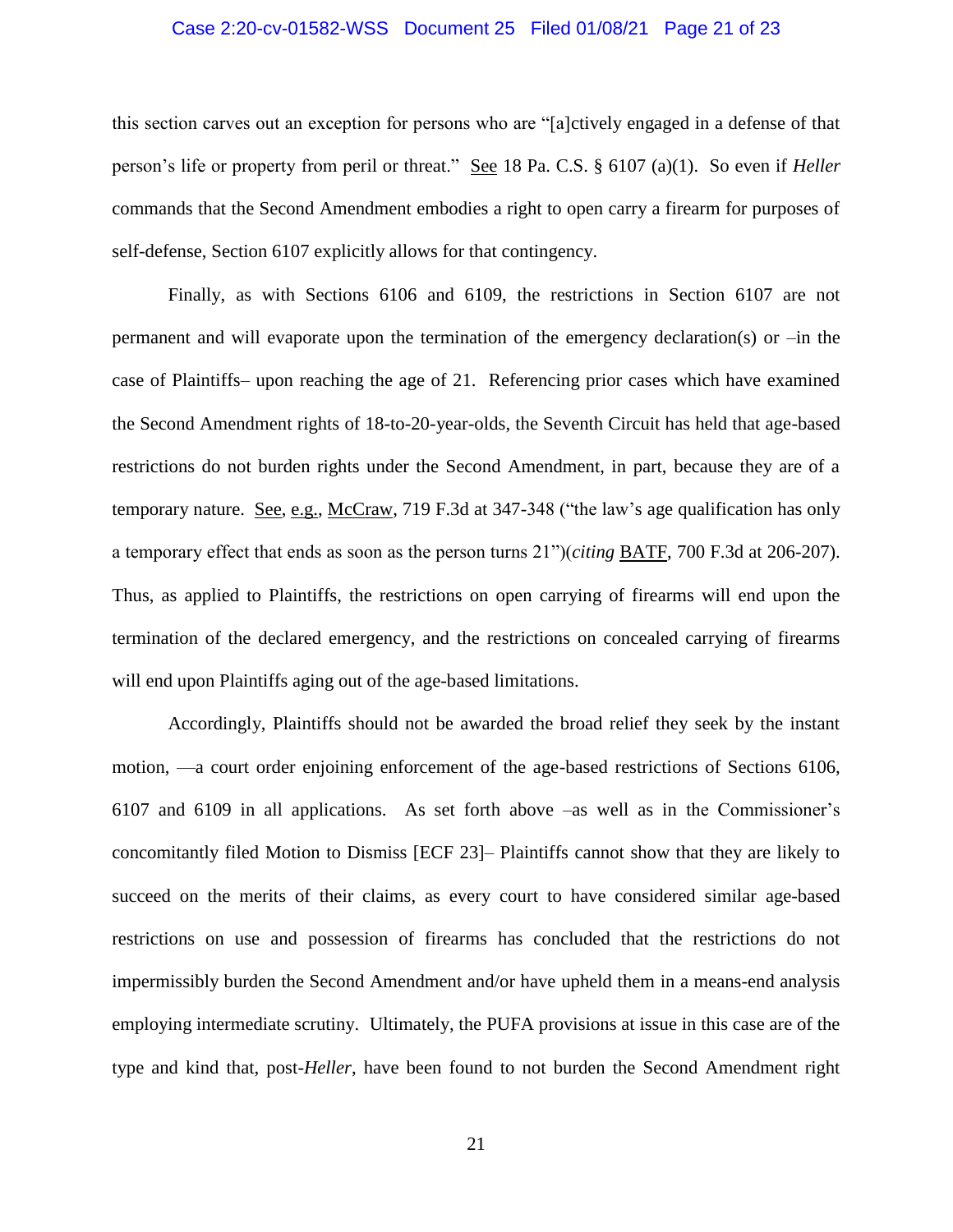this section carves out an exception for persons who are "[a]ctively engaged in a defense of that person's life or property from peril or threat." See 18 Pa. C.S. § 6107 (a)(1). So even if *Heller* commands that the Second Amendment embodies a right to open carry a firearm for purposes of self-defense, Section 6107 explicitly allows for that contingency.

Finally, as with Sections 6106 and 6109, the restrictions in Section 6107 are not permanent and will evaporate upon the termination of the emergency declaration(s) or –in the case of Plaintiffs– upon reaching the age of 21. Referencing prior cases which have examined the Second Amendment rights of 18-to-20-year-olds, the Seventh Circuit has held that age-based restrictions do not burden rights under the Second Amendment, in part, because they are of a temporary nature. See, e.g., McCraw, 719 F.3d at 347-348 ("the law's age qualification has only a temporary effect that ends as soon as the person turns 21")(*citing* BATF, 700 F.3d at 206-207). Thus, as applied to Plaintiffs, the restrictions on open carrying of firearms will end upon the termination of the declared emergency, and the restrictions on concealed carrying of firearms will end upon Plaintiffs aging out of the age-based limitations.

Accordingly, Plaintiffs should not be awarded the broad relief they seek by the instant motion, —a court order enjoining enforcement of the age-based restrictions of Sections 6106, 6107 and 6109 in all applications. As set forth above –as well as in the Commissioner's concomitantly filed Motion to Dismiss [ECF 23]– Plaintiffs cannot show that they are likely to succeed on the merits of their claims, as every court to have considered similar age-based restrictions on use and possession of firearms has concluded that the restrictions do not impermissibly burden the Second Amendment and/or have upheld them in a means-end analysis employing intermediate scrutiny. Ultimately, the PUFA provisions at issue in this case are of the type and kind that, post-*Heller*, have been found to not burden the Second Amendment right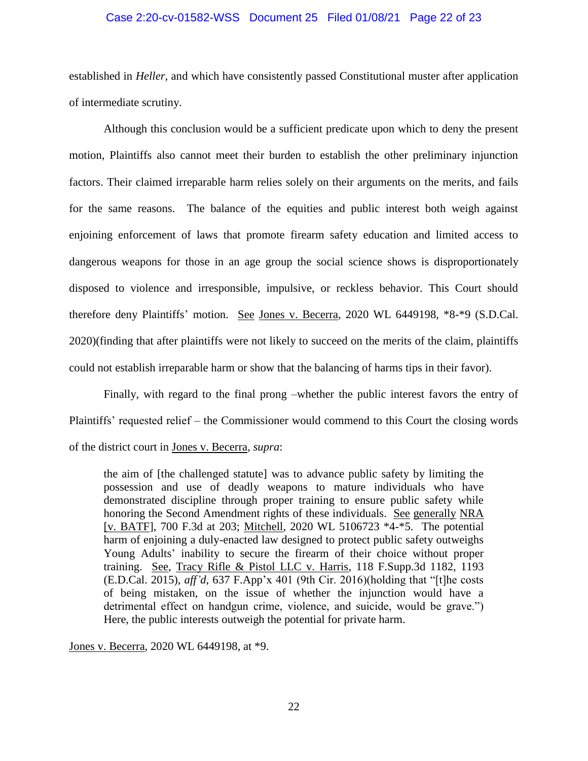established in *Heller*, and which have consistently passed Constitutional muster after application of intermediate scrutiny.

Although this conclusion would be a sufficient predicate upon which to deny the present motion, Plaintiffs also cannot meet their burden to establish the other preliminary injunction factors. Their claimed irreparable harm relies solely on their arguments on the merits, and fails for the same reasons. The balance of the equities and public interest both weigh against enjoining enforcement of laws that promote firearm safety education and limited access to dangerous weapons for those in an age group the social science shows is disproportionately disposed to violence and irresponsible, impulsive, or reckless behavior. This Court should therefore deny Plaintiffs' motion. See Jones v. Becerra, 2020 WL 6449198, *8-*9 (S.D.Cal. 2020)(finding that after plaintiffs were not likely to succeed on the merits of the claim, plaintiffs could not establish irreparable harm or show that the balancing of harms tips in their favor).

Finally, with regard to the final prong –whether the public interest favors the entry of Plaintiffs' requested relief – the Commissioner would commend to this Court the closing words of the district court in Jones v. Becerra, *supra*:

> the aim of [the challenged statute] was to advance public safety by limiting the possession and use of deadly weapons to mature individuals who have demonstrated discipline through proper training to ensure public safety while honoring the Second Amendment rights of these individuals. See generally NRA [v. BATF], 700 F.3d at 203; Mitchell, 2020 WL 5106723 *4-*5. The potential harm of enjoining a duly-enacted law designed to protect public safety outweighs Young Adults' inability to secure the firearm of their choice without proper training. See, Tracy Rifle & Pistol LLC v. Harris, 118 F.Supp.3d 1182, 1193 (E.D.Cal. 2015), *aff'd*, 637 F.App'x 401 (9th Cir. 2016)(holding that "[t]he costs of being mistaken, on the issue of whether the injunction would have a detrimental effect on handgun crime, violence, and suicide, would be grave.") Here, the public interests outweigh the potential for private harm.

Jones v. Becerra, 2020 WL 6449198, at *9.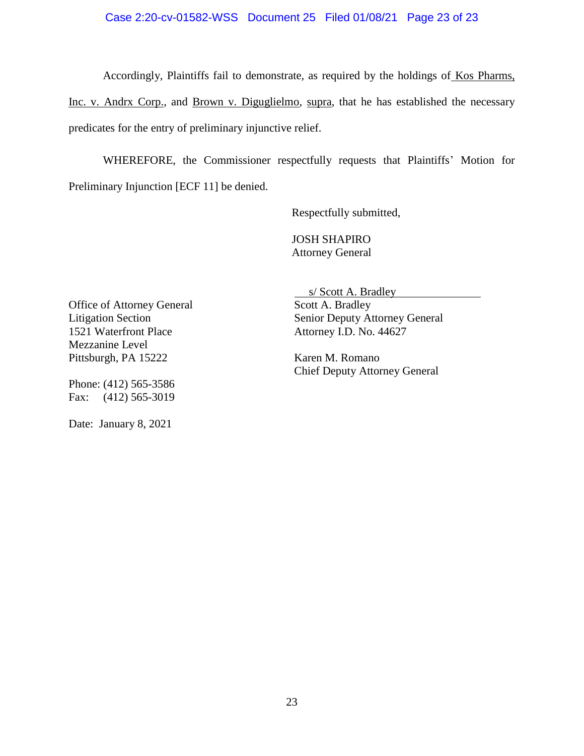Accordingly, Plaintiffs fail to demonstrate, as required by the holdings of Kos Pharms, Inc. v. Andrx Corp., and Brown v. Diguglielmo, supra, that he has established the necessary predicates for the entry of preliminary injunctive relief.

WHEREFORE, the Commissioner respectfully requests that Plaintiffs' Motion for Preliminary Injunction [ECF 11] be denied.

Respectfully submitted,

JOSH SHAPIRO
Attorney General

s/ Scott A. Bradley
Scott A. Bradley
Senior Deputy Attorney General
Attorney I.D. No. 44627

Karen M. Romano
Chief Deputy Attorney General

Office of Attorney General
Litigation Section
1521 Waterfront Place
Mezzanine Level
Pittsburgh, PA 15222

Phone: (412) 565-3586
Fax: (412) 565-3019

Date: January 8, 2021